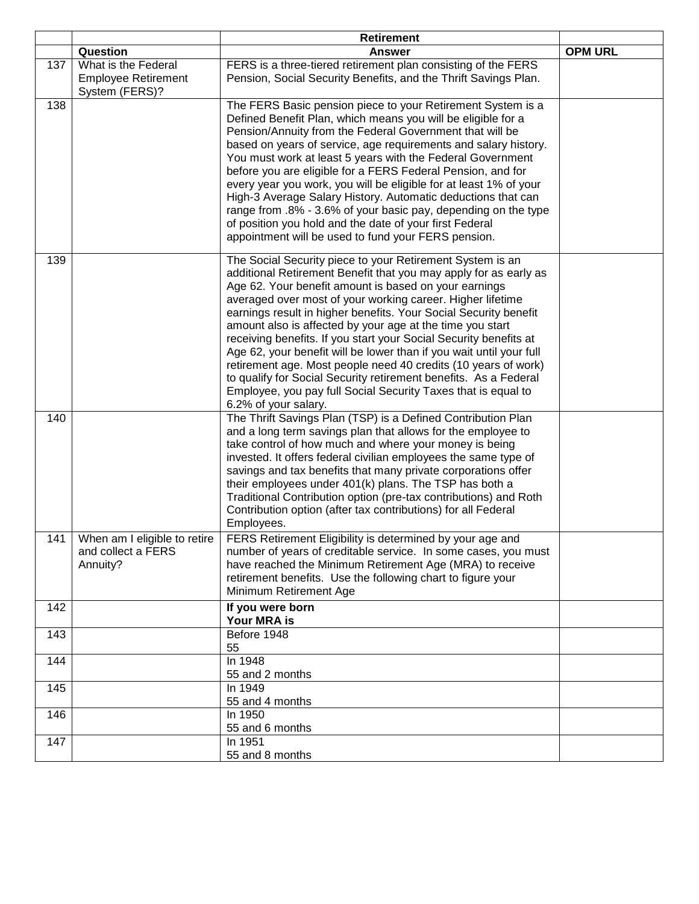| | | Retirement | |
|---|---|---|---|
| | **Question** | **Answer** | **OPM URL** |
| 137 | What is the Federal Employee Retirement System (FERS)? | FERS is a three-tiered retirement plan consisting of the FERS Pension, Social Security Benefits, and the Thrift Savings Plan. | |
| 138 | | The FERS Basic pension piece to your Retirement System is a Defined Benefit Plan, which means you will be eligible for a Pension/Annuity from the Federal Government that will be based on years of service, age requirements and salary history. You must work at least 5 years with the Federal Government before you are eligible for a FERS Federal Pension, and for every year you work, you will be eligible for at least 1% of your High-3 Average Salary History. Automatic deductions that can range from .8% - 3.6% of your basic pay, depending on the type of position you hold and the date of your first Federal appointment will be used to fund your FERS pension. | |
| 139 | | The Social Security piece to your Retirement System is an additional Retirement Benefit that you may apply for as early as Age 62. Your benefit amount is based on your earnings averaged over most of your working career. Higher lifetime earnings result in higher benefits. Your Social Security benefit amount also is affected by your age at the time you start receiving benefits. If you start your Social Security benefits at Age 62, your benefit will be lower than if you wait until your full retirement age. Most people need 40 credits (10 years of work) to qualify for Social Security retirement benefits. As a Federal Employee, you pay full Social Security Taxes that is equal to 6.2% of your salary. | |
| 140 | | The Thrift Savings Plan (TSP) is a Defined Contribution Plan and a long term savings plan that allows for the employee to take control of how much and where your money is being invested. It offers federal civilian employees the same type of savings and tax benefits that many private corporations offer their employees under 401(k) plans. The TSP has both a Traditional Contribution option (pre-tax contributions) and Roth Contribution option (after tax contributions) for all Federal Employees. | |
| 141 | When am I eligible to retire and collect a FERS Annuity? | FERS Retirement Eligibility is determined by your age and number of years of creditable service. In some cases, you must have reached the Minimum Retirement Age (MRA) to receive retirement benefits. Use the following chart to figure your Minimum Retirement Age | |
| 142 | | **If you were born** **Your MRA is** | |
| 143 | | Before 1948 55 | |
| 144 | | In 1948 55 and 2 months | |
| 145 | | In 1949 55 and 4 months | |
| 146 | | In 1950 55 and 6 months | |
| 147 | | In 1951 55 and 8 months | |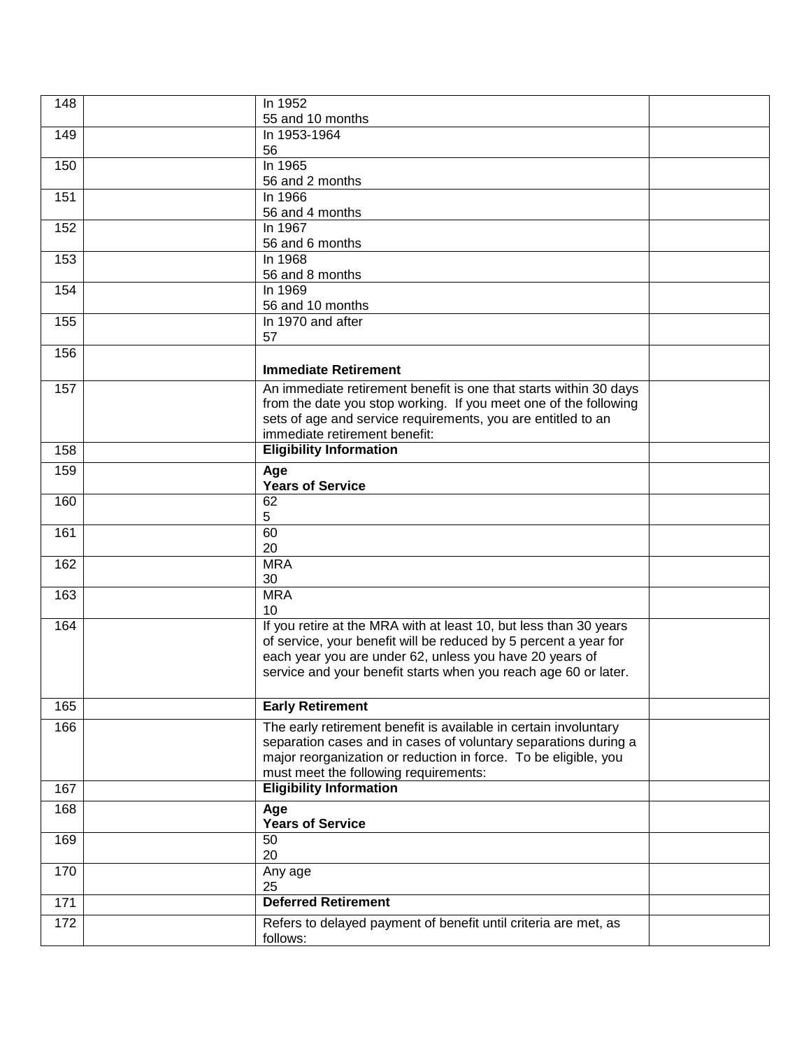| | | | |
|---|---|---|---|
| 148 | | In 1952<br>55 and 10 months | |
| 149 | | In 1953-1964<br>56 | |
| 150 | | In 1965<br>56 and 2 months | |
| 151 | | In 1966<br>56 and 4 months | |
| 152 | | In 1967<br>56 and 6 months | |
| 153 | | In 1968<br>56 and 8 months | |
| 154 | | In 1969<br>56 and 10 months | |
| 155 | | In 1970 and after<br>57 | |
| 156 | | **Immediate Retirement** | |
| 157 | | An immediate retirement benefit is one that starts within 30 days from the date you stop working. If you meet one of the following sets of age and service requirements, you are entitled to an immediate retirement benefit: | |
| 158 | | **Eligibility Information** | |
| 159 | | **Age**<br>**Years of Service** | |
| 160 | | 62<br>5 | |
| 161 | | 60<br>20 | |
| 162 | | MRA<br>30 | |
| 163 | | MRA<br>10 | |
| 164 | | If you retire at the MRA with at least 10, but less than 30 years of service, your benefit will be reduced by 5 percent a year for each year you are under 62, unless you have 20 years of service and your benefit starts when you reach age 60 or later. | |
| 165 | | **Early Retirement** | |
| 166 | | The early retirement benefit is available in certain involuntary separation cases and in cases of voluntary separations during a major reorganization or reduction in force. To be eligible, you must meet the following requirements: | |
| 167 | | **Eligibility Information** | |
| 168 | | **Age**<br>**Years of Service** | |
| 169 | | 50<br>20 | |
| 170 | | Any age<br>25 | |
| 171 | | **Deferred Retirement** | |
| 172 | | Refers to delayed payment of benefit until criteria are met, as follows: | |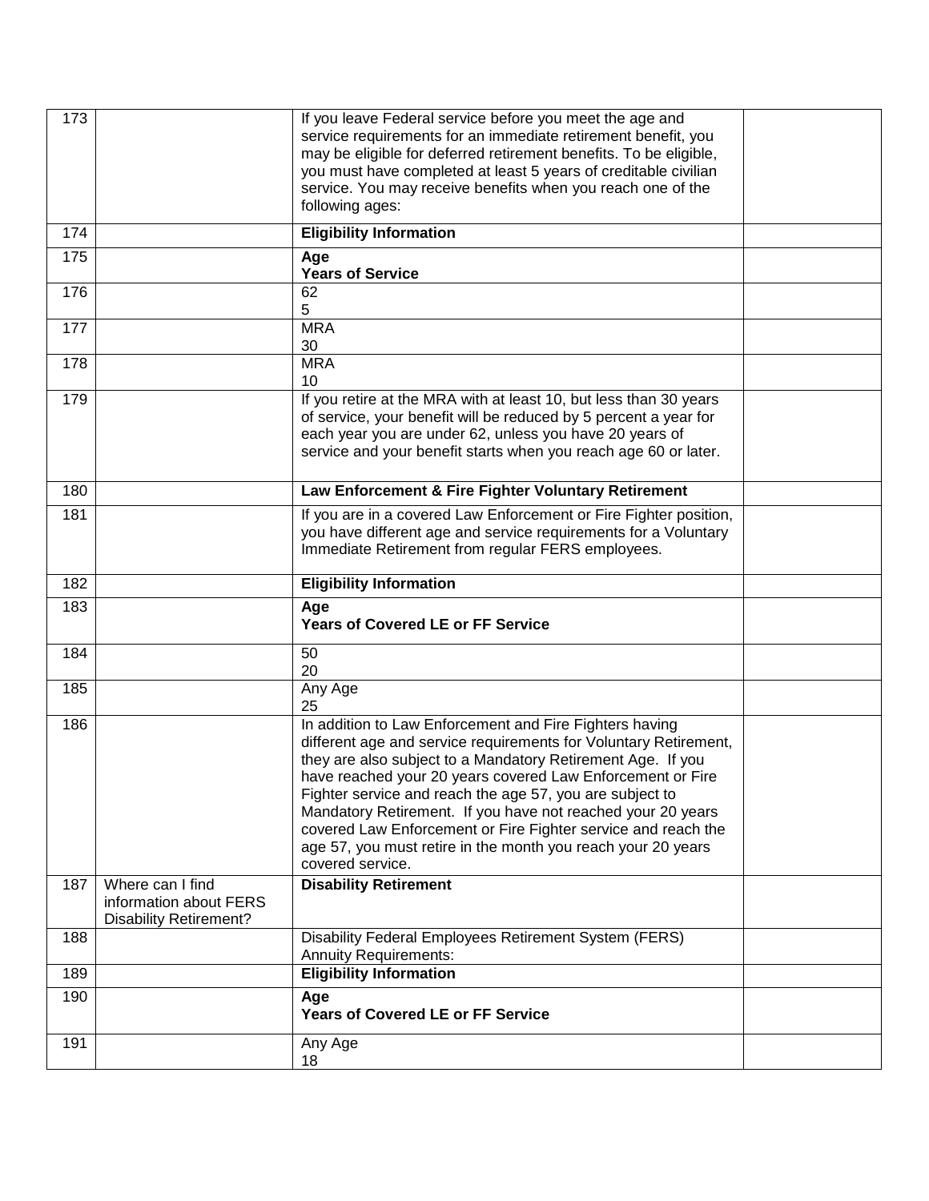| | | | |
|---|---|---|---|
| 173 | | If you leave Federal service before you meet the age and service requirements for an immediate retirement benefit, you may be eligible for deferred retirement benefits. To be eligible, you must have completed at least 5 years of creditable civilian service. You may receive benefits when you reach one of the following ages: | |
| 174 | | **Eligibility Information** | |
| 175 | | **Age**<br>**Years of Service** | |
| 176 | | 62<br>5 | |
| 177 | | MRA<br>30 | |
| 178 | | MRA<br>10 | |
| 179 | | If you retire at the MRA with at least 10, but less than 30 years of service, your benefit will be reduced by 5 percent a year for each year you are under 62, unless you have 20 years of service and your benefit starts when you reach age 60 or later. | |
| 180 | | **Law Enforcement & Fire Fighter Voluntary Retirement** | |
| 181 | | If you are in a covered Law Enforcement or Fire Fighter position, you have different age and service requirements for a Voluntary Immediate Retirement from regular FERS employees. | |
| 182 | | **Eligibility Information** | |
| 183 | | **Age**<br>**Years of Covered LE or FF Service** | |
| 184 | | 50<br>20 | |
| 185 | | Any Age<br>25 | |
| 186 | | In addition to Law Enforcement and Fire Fighters having different age and service requirements for Voluntary Retirement, they are also subject to a Mandatory Retirement Age. If you have reached your 20 years covered Law Enforcement or Fire Fighter service and reach the age 57, you are subject to Mandatory Retirement. If you have not reached your 20 years covered Law Enforcement or Fire Fighter service and reach the age 57, you must retire in the month you reach your 20 years covered service. | |
| 187 | Where can I find information about FERS Disability Retirement? | **Disability Retirement** | |
| 188 | | Disability Federal Employees Retirement System (FERS) Annuity Requirements: | |
| 189 | | **Eligibility Information** | |
| 190 | | **Age**<br>**Years of Covered LE or FF Service** | |
| 191 | | Any Age<br>18 | |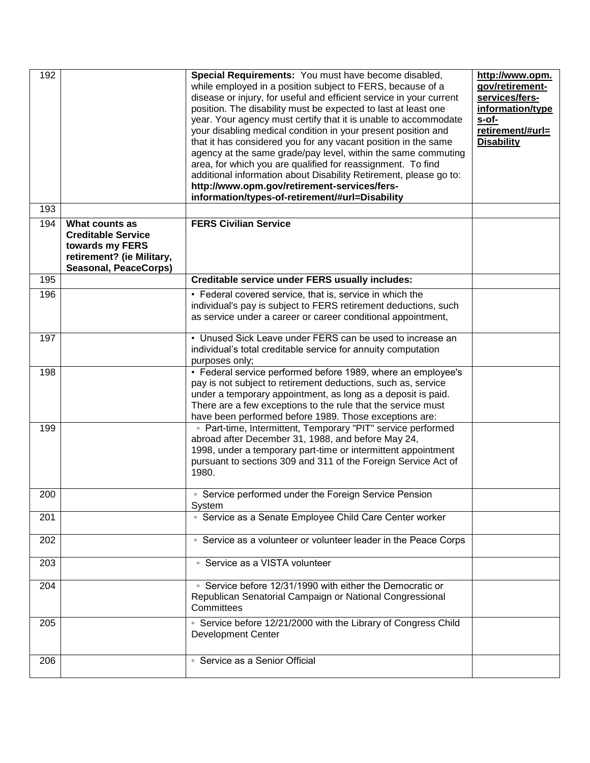| | | | |
|---|---|---|---|
| 192 | | **Special Requirements:** You must have become disabled, while employed in a position subject to FERS, because of a disease or injury, for useful and efficient service in your current position. The disability must be expected to last at least one year. Your agency must certify that it is unable to accommodate your disabling medical condition in your present position and that it has considered you for any vacant position in the same agency at the same grade/pay level, within the same commuting area, for which you are qualified for reassignment. To find additional information about Disability Retirement, please go to: **http://www.opm.gov/retirement-services/fers-information/types-of-retirement/#url=Disability** | **http://www.opm.gov/retirement-services/fers-information/types-of-retirement/#url=Disability** |
| 193 | | | |
| 194 | **What counts as Creditable Service towards my FERS retirement? (ie Military, Seasonal, PeaceCorps)** | **FERS Civilian Service** | |
| 195 | | **Creditable service under FERS usually includes:** | |
| 196 | | • Federal covered service, that is, service in which the individual's pay is subject to FERS retirement deductions, such as service under a career or career conditional appointment, | |
| 197 | | • Unused Sick Leave under FERS can be used to increase an individual's total creditable service for annuity computation purposes only; | |
| 198 | | • Federal service performed before 1989, where an employee's pay is not subject to retirement deductions, such as, service under a temporary appointment, as long as a deposit is paid. There are a few exceptions to the rule that the service must have been performed before 1989. Those exceptions are: | |
| 199 | | ◦ Part-time, Intermittent, Temporary "PIT" service performed abroad after December 31, 1988, and before May 24, 1998, under a temporary part-time or intermittent appointment pursuant to sections 309 and 311 of the Foreign Service Act of 1980. | |
| 200 | | ◦ Service performed under the Foreign Service Pension System | |
| 201 | | ◦ Service as a Senate Employee Child Care Center worker | |
| 202 | | ◦ Service as a volunteer or volunteer leader in the Peace Corps | |
| 203 | | ◦ Service as a VISTA volunteer | |
| 204 | | ◦ Service before 12/31/1990 with either the Democratic or Republican Senatorial Campaign or National Congressional Committees | |
| 205 | | ◦ Service before 12/21/2000 with the Library of Congress Child Development Center | |
| 206 | | ◦ Service as a Senior Official | |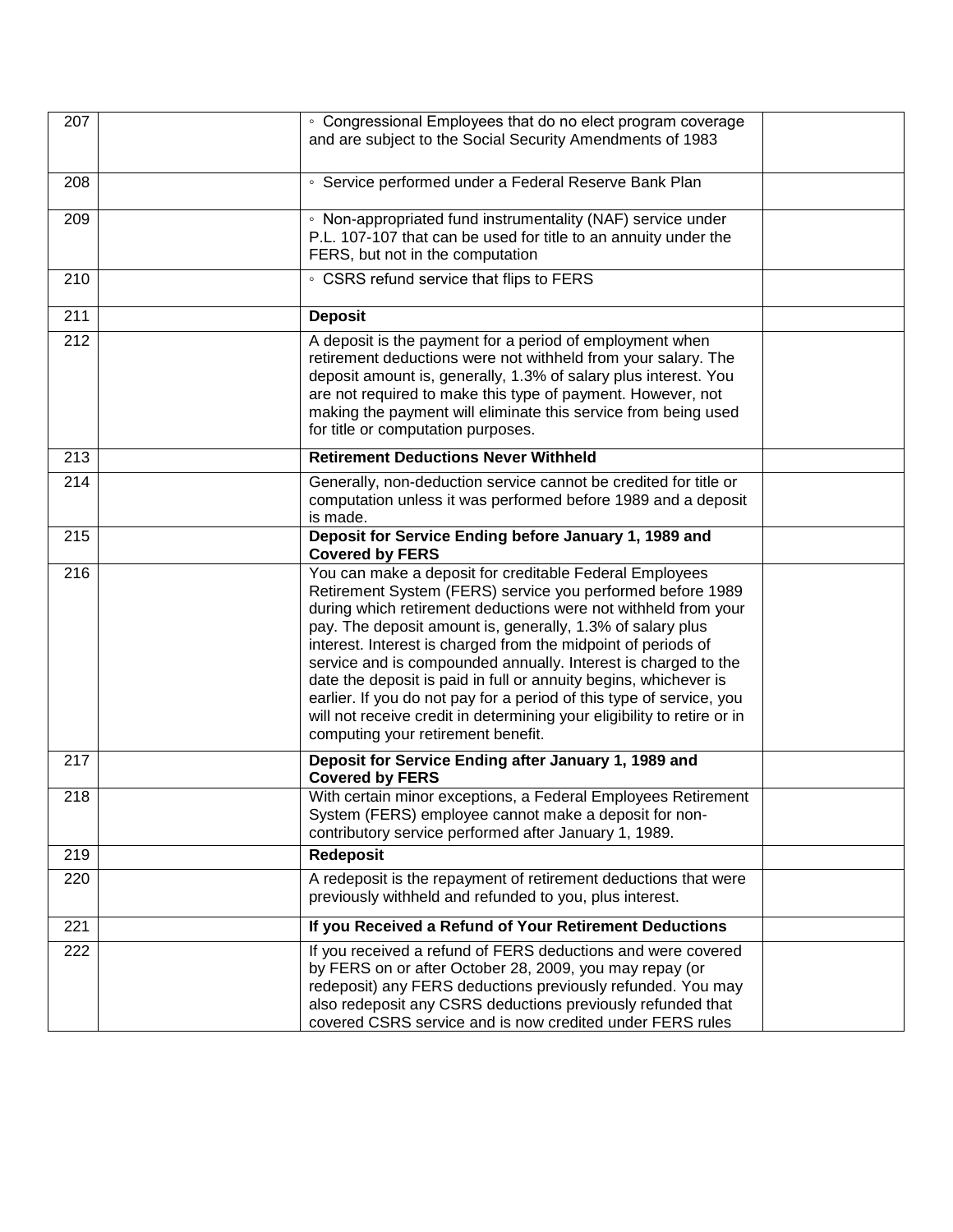| 207 | | ◦ Congressional Employees that do no elect program coverage and are subject to the Social Security Amendments of 1983 | |
|---|---|---|---|
| 208 | | ◦ Service performed under a Federal Reserve Bank Plan | |
| 209 | | ◦ Non-appropriated fund instrumentality (NAF) service under P.L. 107-107 that can be used for title to an annuity under the FERS, but not in the computation | |
| 210 | | ◦ CSRS refund service that flips to FERS | |
| 211 | | **Deposit** | |
| 212 | | A deposit is the payment for a period of employment when retirement deductions were not withheld from your salary. The deposit amount is, generally, 1.3% of salary plus interest. You are not required to make this type of payment. However, not making the payment will eliminate this service from being used for title or computation purposes. | |
| 213 | | **Retirement Deductions Never Withheld** | |
| 214 | | Generally, non-deduction service cannot be credited for title or computation unless it was performed before 1989 and a deposit is made. | |
| 215 | | **Deposit for Service Ending before January 1, 1989 and Covered by FERS** | |
| 216 | | You can make a deposit for creditable Federal Employees Retirement System (FERS) service you performed before 1989 during which retirement deductions were not withheld from your pay. The deposit amount is, generally, 1.3% of salary plus interest. Interest is charged from the midpoint of periods of service and is compounded annually. Interest is charged to the date the deposit is paid in full or annuity begins, whichever is earlier. If you do not pay for a period of this type of service, you will not receive credit in determining your eligibility to retire or in computing your retirement benefit. | |
| 217 | | **Deposit for Service Ending after January 1, 1989 and Covered by FERS** | |
| 218 | | With certain minor exceptions, a Federal Employees Retirement System (FERS) employee cannot make a deposit for non-contributory service performed after January 1, 1989. | |
| 219 | | **Redeposit** | |
| 220 | | A redeposit is the repayment of retirement deductions that were previously withheld and refunded to you, plus interest. | |
| 221 | | **If you Received a Refund of Your Retirement Deductions** | |
| 222 | | If you received a refund of FERS deductions and were covered by FERS on or after October 28, 2009, you may repay (or redeposit) any FERS deductions previously refunded. You may also redeposit any CSRS deductions previously refunded that covered CSRS service and is now credited under FERS rules | |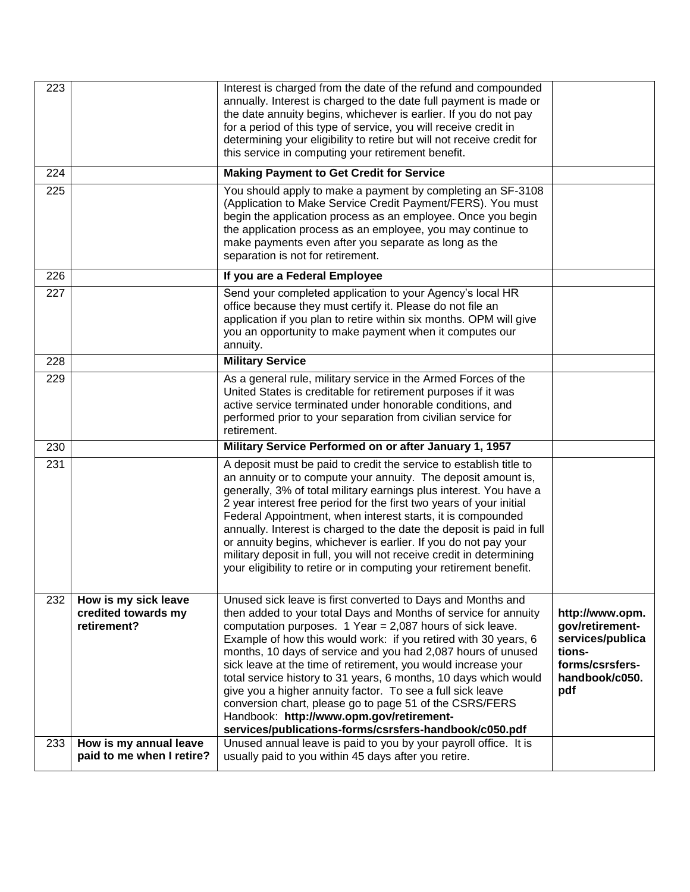| | | | |
|---|---|---|---|
| 223 | | Interest is charged from the date of the refund and compounded annually. Interest is charged to the date full payment is made or the date annuity begins, whichever is earlier. If you do not pay for a period of this type of service, you will receive credit in determining your eligibility to retire but will not receive credit for this service in computing your retirement benefit. | |
| 224 | | **Making Payment to Get Credit for Service** | |
| 225 | | You should apply to make a payment by completing an SF-3108 (Application to Make Service Credit Payment/FERS). You must begin the application process as an employee. Once you begin the application process as an employee, you may continue to make payments even after you separate as long as the separation is not for retirement. | |
| 226 | | **If you are a Federal Employee** | |
| 227 | | Send your completed application to your Agency's local HR office because they must certify it. Please do not file an application if you plan to retire within six months. OPM will give you an opportunity to make payment when it computes our annuity. | |
| 228 | | **Military Service** | |
| 229 | | As a general rule, military service in the Armed Forces of the United States is creditable for retirement purposes if it was active service terminated under honorable conditions, and performed prior to your separation from civilian service for retirement. | |
| 230 | | **Military Service Performed on or after January 1, 1957** | |
| 231 | | A deposit must be paid to credit the service to establish title to an annuity or to compute your annuity. The deposit amount is, generally, 3% of total military earnings plus interest. You have a 2 year interest free period for the first two years of your initial Federal Appointment, when interest starts, it is compounded annually. Interest is charged to the date the deposit is paid in full or annuity begins, whichever is earlier. If you do not pay your military deposit in full, you will not receive credit in determining your eligibility to retire or in computing your retirement benefit. | |
| 232 | **How is my sick leave credited towards my retirement?** | Unused sick leave is first converted to Days and Months and then added to your total Days and Months of service for annuity computation purposes. 1 Year = 2,087 hours of sick leave. Example of how this would work: if you retired with 30 years, 6 months, 10 days of service and you had 2,087 hours of unused sick leave at the time of retirement, you would increase your total service history to 31 years, 6 months, 10 days which would give you a higher annuity factor. To see a full sick leave conversion chart, please go to page 51 of the CSRS/FERS Handbook: **http://www.opm.gov/retirement-services/publications-forms/csrsfers-handbook/c050.pdf** | **http://www.opm.gov/retirement-services/publications-forms/csrsfers-handbook/c050.pdf** |
| 233 | **How is my annual leave paid to me when I retire?** | Unused annual leave is paid to you by your payroll office. It is usually paid to you within 45 days after you retire. | |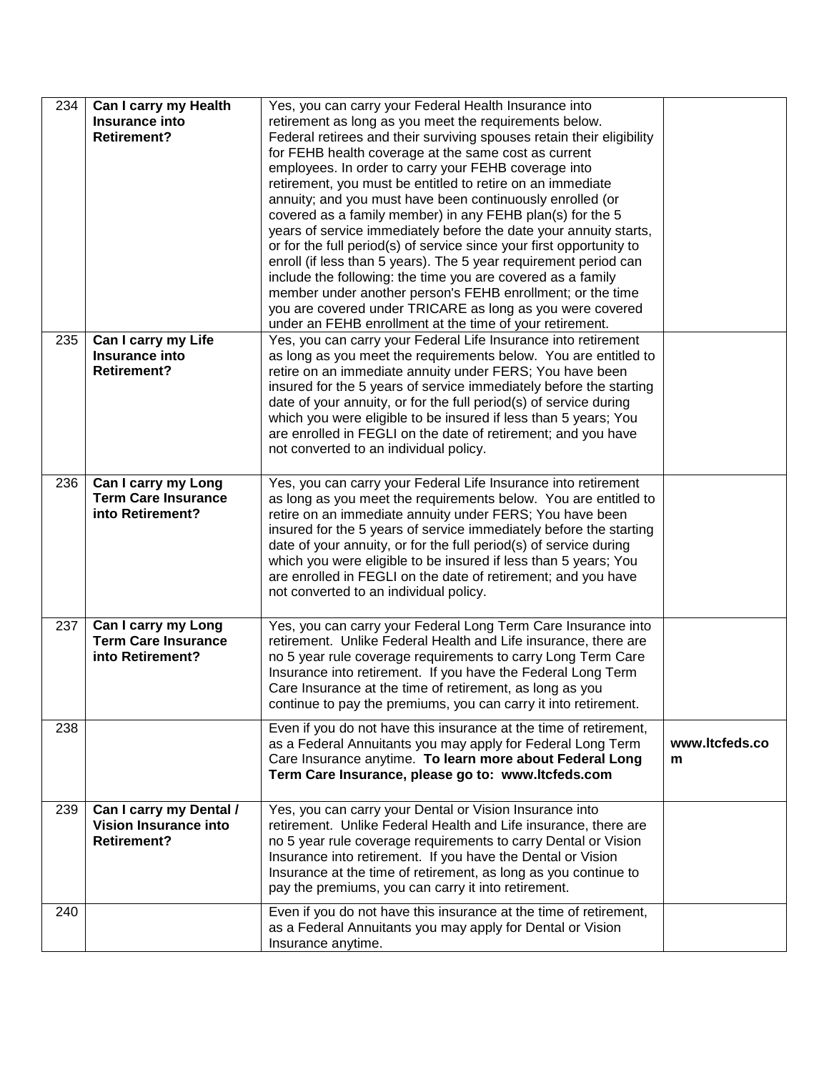| | | | |
|---|---|---|---|
| 234 | **Can I carry my Health Insurance into Retirement?** | Yes, you can carry your Federal Health Insurance into retirement as long as you meet the requirements below. Federal retirees and their surviving spouses retain their eligibility for FEHB health coverage at the same cost as current employees. In order to carry your FEHB coverage into retirement, you must be entitled to retire on an immediate annuity; and you must have been continuously enrolled (or covered as a family member) in any FEHB plan(s) for the 5 years of service immediately before the date your annuity starts, or for the full period(s) of service since your first opportunity to enroll (if less than 5 years). The 5 year requirement period can include the following: the time you are covered as a family member under another person's FEHB enrollment; or the time you are covered under TRICARE as long as you were covered under an FEHB enrollment at the time of your retirement. | |
| 235 | **Can I carry my Life Insurance into Retirement?** | Yes, you can carry your Federal Life Insurance into retirement as long as you meet the requirements below. You are entitled to retire on an immediate annuity under FERS; You have been insured for the 5 years of service immediately before the starting date of your annuity, or for the full period(s) of service during which you were eligible to be insured if less than 5 years; You are enrolled in FEGLI on the date of retirement; and you have not converted to an individual policy. | |
| 236 | **Can I carry my Long Term Care Insurance into Retirement?** | Yes, you can carry your Federal Life Insurance into retirement as long as you meet the requirements below. You are entitled to retire on an immediate annuity under FERS; You have been insured for the 5 years of service immediately before the starting date of your annuity, or for the full period(s) of service during which you were eligible to be insured if less than 5 years; You are enrolled in FEGLI on the date of retirement; and you have not converted to an individual policy. | |
| 237 | **Can I carry my Long Term Care Insurance into Retirement?** | Yes, you can carry your Federal Long Term Care Insurance into retirement. Unlike Federal Health and Life insurance, there are no 5 year rule coverage requirements to carry Long Term Care Insurance into retirement. If you have the Federal Long Term Care Insurance at the time of retirement, as long as you continue to pay the premiums, you can carry it into retirement. | |
| 238 | | Even if you do not have this insurance at the time of retirement, as a Federal Annuitants you may apply for Federal Long Term Care Insurance anytime. **To learn more about Federal Long Term Care Insurance, please go to: www.ltcfeds.com** | **www.ltcfeds.com** |
| 239 | **Can I carry my Dental / Vision Insurance into Retirement?** | Yes, you can carry your Dental or Vision Insurance into retirement. Unlike Federal Health and Life insurance, there are no 5 year rule coverage requirements to carry Dental or Vision Insurance into retirement. If you have the Dental or Vision Insurance at the time of retirement, as long as you continue to pay the premiums, you can carry it into retirement. | |
| 240 | | Even if you do not have this insurance at the time of retirement, as a Federal Annuitants you may apply for Dental or Vision Insurance anytime. | |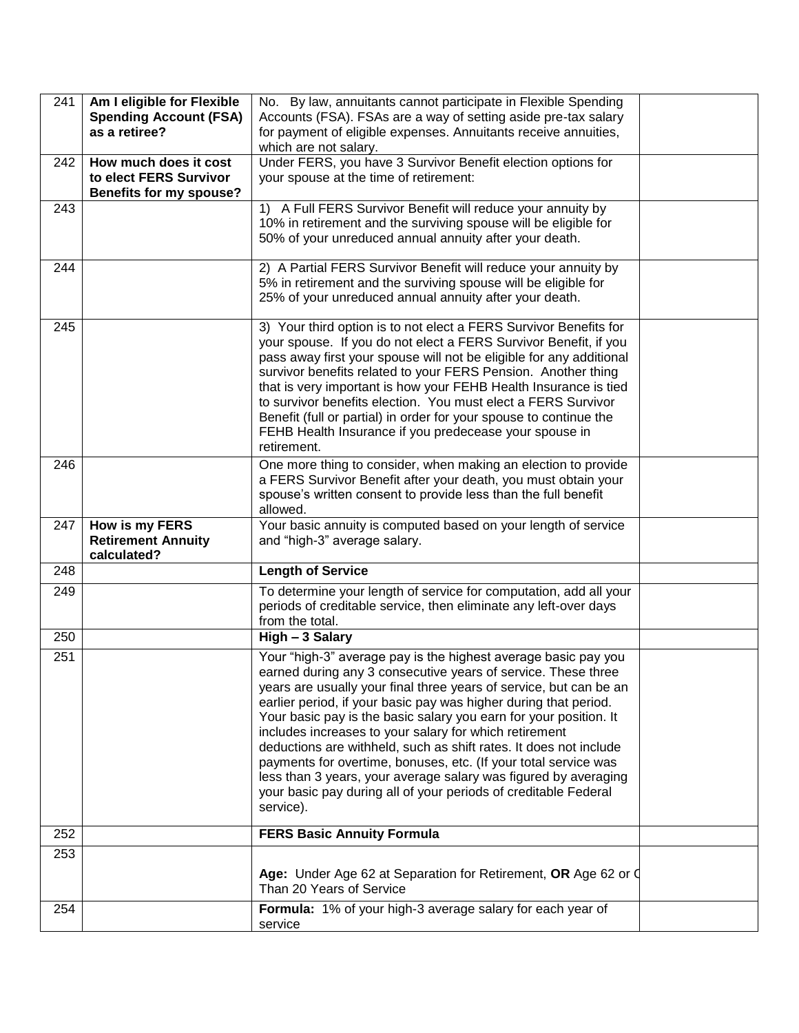| 241 | **Am I eligible for Flexible Spending Account (FSA) as a retiree?** | No. By law, annuitants cannot participate in Flexible Spending Accounts (FSA). FSAs are a way of setting aside pre-tax salary for payment of eligible expenses. Annuitants receive annuities, which are not salary. | |
|---|---|---|---|
| 242 | **How much does it cost to elect FERS Survivor Benefits for my spouse?** | Under FERS, you have 3 Survivor Benefit election options for your spouse at the time of retirement: | |
| 243 | | 1) A Full FERS Survivor Benefit will reduce your annuity by 10% in retirement and the surviving spouse will be eligible for 50% of your unreduced annual annuity after your death. | |
| 244 | | 2) A Partial FERS Survivor Benefit will reduce your annuity by 5% in retirement and the surviving spouse will be eligible for 25% of your unreduced annual annuity after your death. | |
| 245 | | 3) Your third option is to not elect a FERS Survivor Benefits for your spouse. If you do not elect a FERS Survivor Benefit, if you pass away first your spouse will not be eligible for any additional survivor benefits related to your FERS Pension. Another thing that is very important is how your FEHB Health Insurance is tied to survivor benefits election. You must elect a FERS Survivor Benefit (full or partial) in order for your spouse to continue the FEHB Health Insurance if you predecease your spouse in retirement. | |
| 246 | | One more thing to consider, when making an election to provide a FERS Survivor Benefit after your death, you must obtain your spouse's written consent to provide less than the full benefit allowed. | |
| 247 | **How is my FERS Retirement Annuity calculated?** | Your basic annuity is computed based on your length of service and "high-3" average salary. | |
| 248 | | **Length of Service** | |
| 249 | | To determine your length of service for computation, add all your periods of creditable service, then eliminate any left-over days from the total. | |
| 250 | | **High – 3 Salary** | |
| 251 | | Your "high-3" average pay is the highest average basic pay you earned during any 3 consecutive years of service. These three years are usually your final three years of service, but can be an earlier period, if your basic pay was higher during that period. Your basic pay is the basic salary you earn for your position. It includes increases to your salary for which retirement deductions are withheld, such as shift rates. It does not include payments for overtime, bonuses, etc. (If your total service was less than 3 years, your average salary was figured by averaging your basic pay during all of your periods of creditable Federal service). | |
| 252 | | **FERS Basic Annuity Formula** | |
| 253 | | **Age:** Under Age 62 at Separation for Retirement, **OR** Age 62 or O Than 20 Years of Service | |
| 254 | | **Formula:** 1% of your high-3 average salary for each year of service | |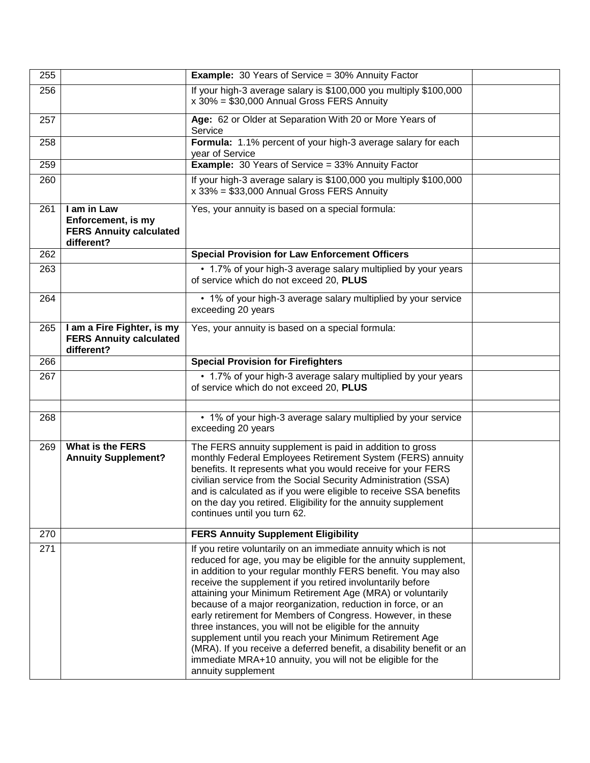| | | | |
|---|---|---|---|
| 255 | | **Example:** 30 Years of Service = 30% Annuity Factor | |
| 256 | | If your high-3 average salary is $100,000 you multiply $100,000 x 30% = $30,000 Annual Gross FERS Annuity | |
| 257 | | **Age:** 62 or Older at Separation With 20 or More Years of Service | |
| 258 | | **Formula:** 1.1% percent of your high-3 average salary for each year of Service | |
| 259 | | **Example:** 30 Years of Service = 33% Annuity Factor | |
| 260 | | If your high-3 average salary is $100,000 you multiply $100,000 x 33% = $33,000 Annual Gross FERS Annuity | |
| 261 | **I am in Law Enforcement, is my FERS Annuity calculated different?** | Yes, your annuity is based on a special formula: | |
| 262 | | **Special Provision for Law Enforcement Officers** | |
| 263 | | • 1.7% of your high-3 average salary multiplied by your years of service which do not exceed 20, **PLUS** | |
| 264 | | • 1% of your high-3 average salary multiplied by your service exceeding 20 years | |
| 265 | **I am a Fire Fighter, is my FERS Annuity calculated different?** | Yes, your annuity is based on a special formula: | |
| 266 | | **Special Provision for Firefighters** | |
| 267 | | • 1.7% of your high-3 average salary multiplied by your years of service which do not exceed 20, **PLUS** | |
| | | | |
| 268 | | • 1% of your high-3 average salary multiplied by your service exceeding 20 years | |
| 269 | **What is the FERS Annuity Supplement?** | The FERS annuity supplement is paid in addition to gross monthly Federal Employees Retirement System (FERS) annuity benefits. It represents what you would receive for your FERS civilian service from the Social Security Administration (SSA) and is calculated as if you were eligible to receive SSA benefits on the day you retired. Eligibility for the annuity supplement continues until you turn 62. | |
| 270 | | **FERS Annuity Supplement Eligibility** | |
| 271 | | If you retire voluntarily on an immediate annuity which is not reduced for age, you may be eligible for the annuity supplement, in addition to your regular monthly FERS benefit. You may also receive the supplement if you retired involuntarily before attaining your Minimum Retirement Age (MRA) or voluntarily because of a major reorganization, reduction in force, or an early retirement for Members of Congress. However, in these three instances, you will not be eligible for the annuity supplement until you reach your Minimum Retirement Age (MRA). If you receive a deferred benefit, a disability benefit or an immediate MRA+10 annuity, you will not be eligible for the annuity supplement | |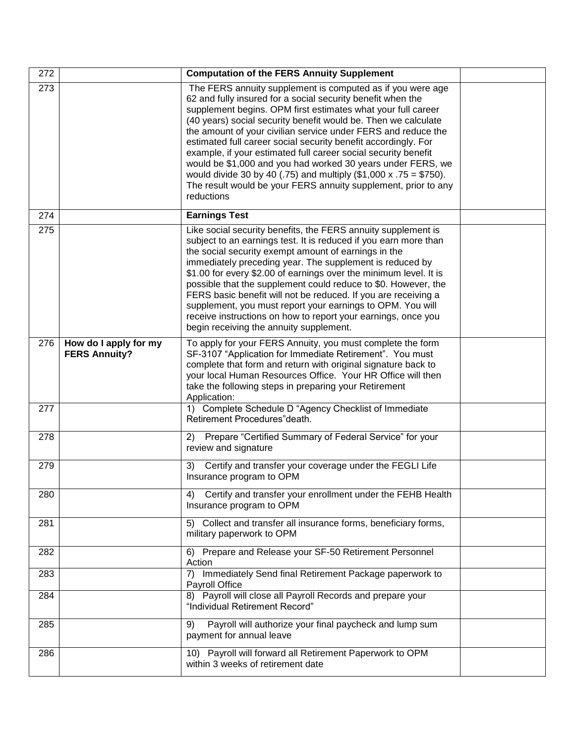| | | | |
|---|---|---|---|
| 272 | | **Computation of the FERS Annuity Supplement** | |
| 273 | | The FERS annuity supplement is computed as if you were age 62 and fully insured for a social security benefit when the supplement begins. OPM first estimates what your full career (40 years) social security benefit would be. Then we calculate the amount of your civilian service under FERS and reduce the estimated full career social security benefit accordingly. For example, if your estimated full career social security benefit would be $1,000 and you had worked 30 years under FERS, we would divide 30 by 40 (.75) and multiply ($1,000 x .75 = $750). The result would be your FERS annuity supplement, prior to any reductions | |
| 274 | | **Earnings Test** | |
| 275 | | Like social security benefits, the FERS annuity supplement is subject to an earnings test. It is reduced if you earn more than the social security exempt amount of earnings in the immediately preceding year. The supplement is reduced by $1.00 for every $2.00 of earnings over the minimum level. It is possible that the supplement could reduce to $0. However, the FERS basic benefit will not be reduced. If you are receiving a supplement, you must report your earnings to OPM. You will receive instructions on how to report your earnings, once you begin receiving the annuity supplement. | |
| 276 | **How do I apply for my FERS Annuity?** | To apply for your FERS Annuity, you must complete the form SF-3107 "Application for Immediate Retirement". You must complete that form and return with original signature back to your local Human Resources Office. Your HR Office will then take the following steps in preparing your Retirement Application: | |
| 277 | | 1) Complete Schedule D "Agency Checklist of Immediate Retirement Procedures"death. | |
| 278 | | 2) Prepare "Certified Summary of Federal Service" for your review and signature | |
| 279 | | 3) Certify and transfer your coverage under the FEGLI Life Insurance program to OPM | |
| 280 | | 4) Certify and transfer your enrollment under the FEHB Health Insurance program to OPM | |
| 281 | | 5) Collect and transfer all insurance forms, beneficiary forms, military paperwork to OPM | |
| 282 | | 6) Prepare and Release your SF-50 Retirement Personnel Action | |
| 283 | | 7) Immediately Send final Retirement Package paperwork to Payroll Office | |
| 284 | | 8) Payroll will close all Payroll Records and prepare your "Individual Retirement Record" | |
| 285 | | 9) Payroll will authorize your final paycheck and lump sum payment for annual leave | |
| 286 | | 10) Payroll will forward all Retirement Paperwork to OPM within 3 weeks of retirement date | |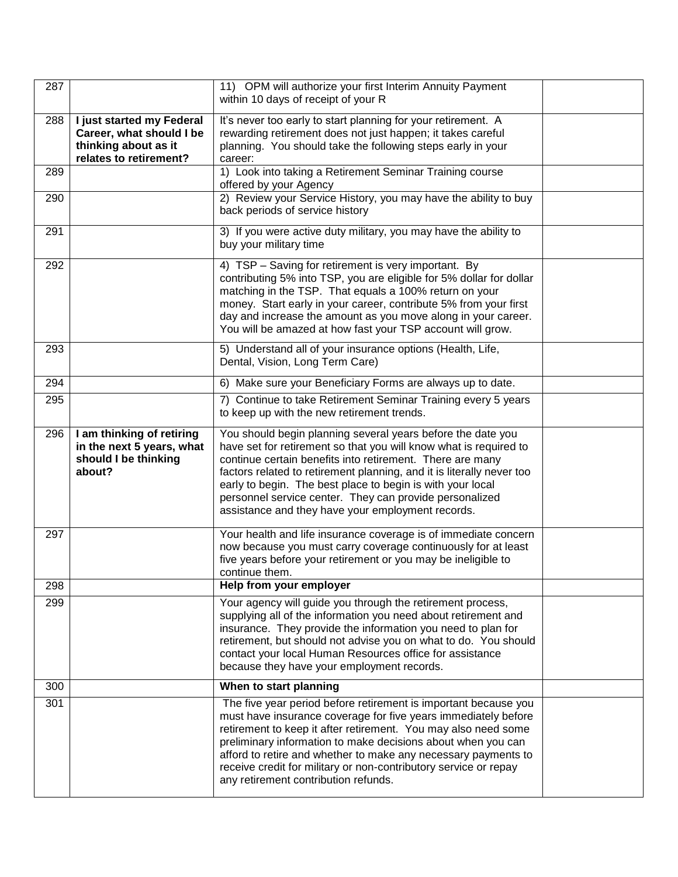| | | | |
|---|---|---|---|
| 287 | | 11) OPM will authorize your first Interim Annuity Payment within 10 days of receipt of your R | |
| 288 | **I just started my Federal Career, what should I be thinking about as it relates to retirement?** | It's never too early to start planning for your retirement. A rewarding retirement does not just happen; it takes careful planning. You should take the following steps early in your career: | |
| 289 | | 1) Look into taking a Retirement Seminar Training course offered by your Agency | |
| 290 | | 2) Review your Service History, you may have the ability to buy back periods of service history | |
| 291 | | 3) If you were active duty military, you may have the ability to buy your military time | |
| 292 | | 4) TSP – Saving for retirement is very important. By contributing 5% into TSP, you are eligible for 5% dollar for dollar matching in the TSP. That equals a 100% return on your money. Start early in your career, contribute 5% from your first day and increase the amount as you move along in your career. You will be amazed at how fast your TSP account will grow. | |
| 293 | | 5) Understand all of your insurance options (Health, Life, Dental, Vision, Long Term Care) | |
| 294 | | 6) Make sure your Beneficiary Forms are always up to date. | |
| 295 | | 7) Continue to take Retirement Seminar Training every 5 years to keep up with the new retirement trends. | |
| 296 | **I am thinking of retiring in the next 5 years, what should I be thinking about?** | You should begin planning several years before the date you have set for retirement so that you will know what is required to continue certain benefits into retirement. There are many factors related to retirement planning, and it is literally never too early to begin. The best place to begin is with your local personnel service center. They can provide personalized assistance and they have your employment records. | |
| 297 | | Your health and life insurance coverage is of immediate concern now because you must carry coverage continuously for at least five years before your retirement or you may be ineligible to continue them. | |
| 298 | | **Help from your employer** | |
| 299 | | Your agency will guide you through the retirement process, supplying all of the information you need about retirement and insurance. They provide the information you need to plan for retirement, but should not advise you on what to do. You should contact your local Human Resources office for assistance because they have your employment records. | |
| 300 | | **When to start planning** | |
| 301 | | The five year period before retirement is important because you must have insurance coverage for five years immediately before retirement to keep it after retirement. You may also need some preliminary information to make decisions about when you can afford to retire and whether to make any necessary payments to receive credit for military or non-contributory service or repay any retirement contribution refunds. | |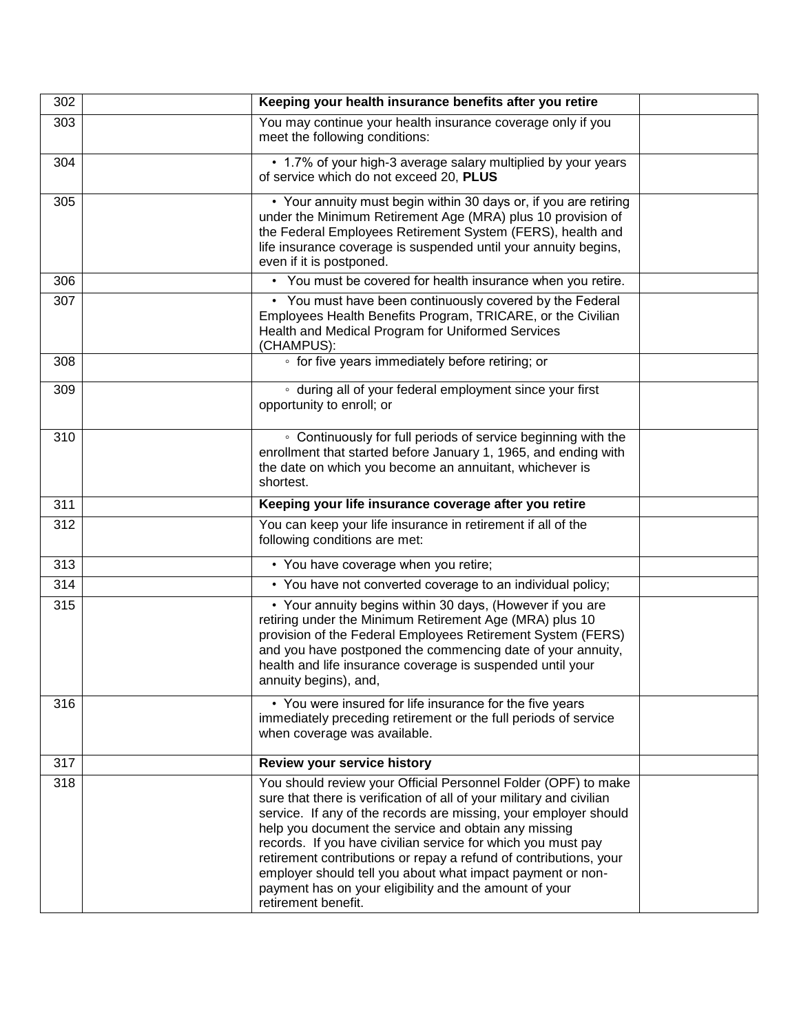| | | | |
|---|---|---|---|
| 302 | | **Keeping your health insurance benefits after you retire** | |
| 303 | | You may continue your health insurance coverage only if you meet the following conditions: | |
| 304 | | • 1.7% of your high-3 average salary multiplied by your years of service which do not exceed 20, **PLUS** | |
| 305 | | • Your annuity must begin within 30 days or, if you are retiring under the Minimum Retirement Age (MRA) plus 10 provision of the Federal Employees Retirement System (FERS), health and life insurance coverage is suspended until your annuity begins, even if it is postponed. | |
| 306 | | • You must be covered for health insurance when you retire. | |
| 307 | | • You must have been continuously covered by the Federal Employees Health Benefits Program, TRICARE, or the Civilian Health and Medical Program for Uniformed Services (CHAMPUS): | |
| 308 | | ◦ for five years immediately before retiring; or | |
| 309 | | ◦ during all of your federal employment since your first opportunity to enroll; or | |
| 310 | | ◦ Continuously for full periods of service beginning with the enrollment that started before January 1, 1965, and ending with the date on which you become an annuitant, whichever is shortest. | |
| 311 | | **Keeping your life insurance coverage after you retire** | |
| 312 | | You can keep your life insurance in retirement if all of the following conditions are met: | |
| 313 | | • You have coverage when you retire; | |
| 314 | | • You have not converted coverage to an individual policy; | |
| 315 | | • Your annuity begins within 30 days, (However if you are retiring under the Minimum Retirement Age (MRA) plus 10 provision of the Federal Employees Retirement System (FERS) and you have postponed the commencing date of your annuity, health and life insurance coverage is suspended until your annuity begins), and, | |
| 316 | | • You were insured for life insurance for the five years immediately preceding retirement or the full periods of service when coverage was available. | |
| 317 | | **Review your service history** | |
| 318 | | You should review your Official Personnel Folder (OPF) to make sure that there is verification of all of your military and civilian service. If any of the records are missing, your employer should help you document the service and obtain any missing records. If you have civilian service for which you must pay retirement contributions or repay a refund of contributions, your employer should tell you about what impact payment or non-payment has on your eligibility and the amount of your retirement benefit. | |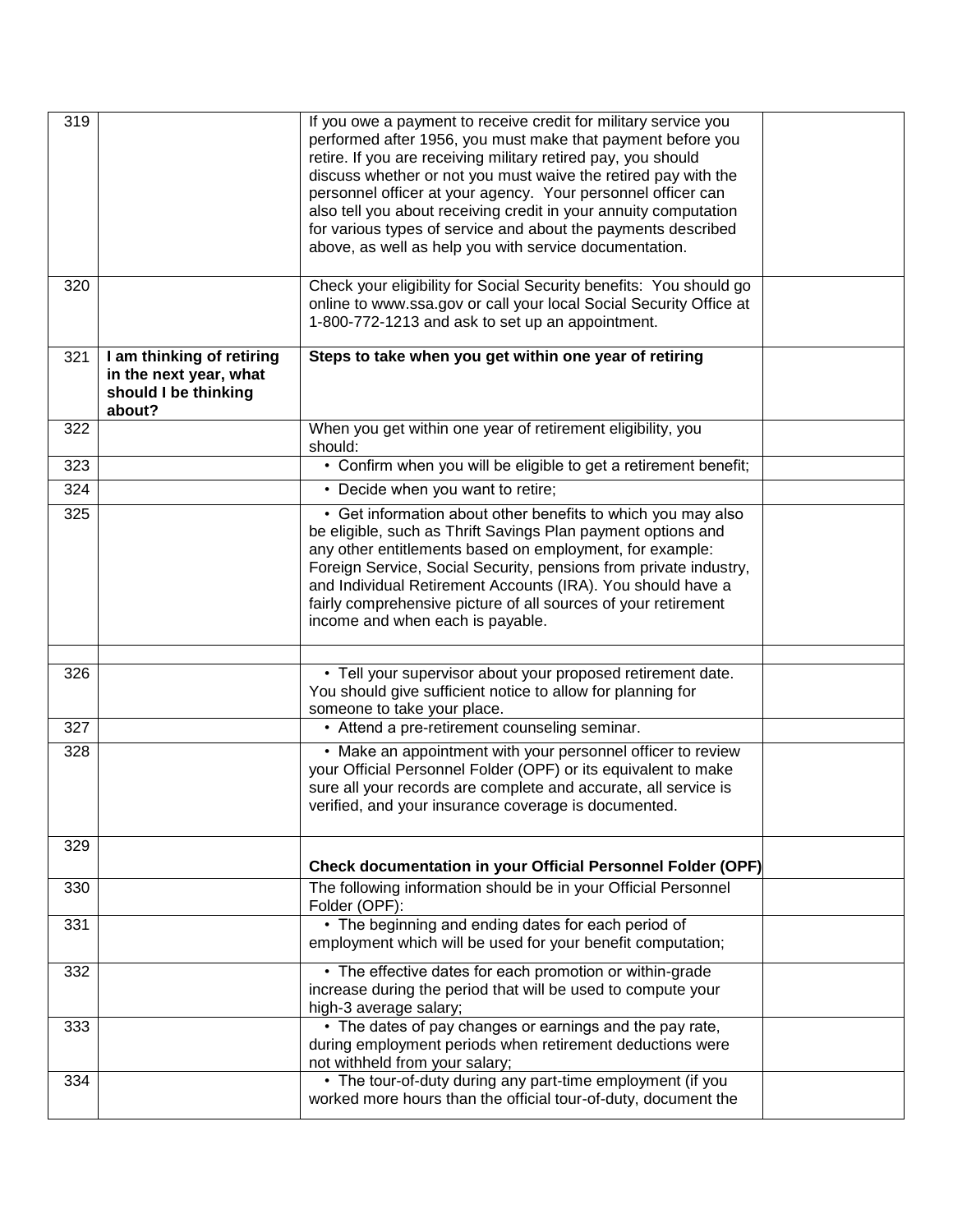| | | | |
|---|---|---|---|
| 319 | | If you owe a payment to receive credit for military service you performed after 1956, you must make that payment before you retire. If you are receiving military retired pay, you should discuss whether or not you must waive the retired pay with the personnel officer at your agency. Your personnel officer can also tell you about receiving credit in your annuity computation for various types of service and about the payments described above, as well as help you with service documentation. | |
| 320 | | Check your eligibility for Social Security benefits: You should go online to www.ssa.gov or call your local Social Security Office at 1-800-772-1213 and ask to set up an appointment. | |
| 321 | **I am thinking of retiring in the next year, what should I be thinking about?** | **Steps to take when you get within one year of retiring** | |
| 322 | | When you get within one year of retirement eligibility, you should: | |
| 323 | | • Confirm when you will be eligible to get a retirement benefit; | |
| 324 | | • Decide when you want to retire; | |
| 325 | | • Get information about other benefits to which you may also be eligible, such as Thrift Savings Plan payment options and any other entitlements based on employment, for example: Foreign Service, Social Security, pensions from private industry, and Individual Retirement Accounts (IRA). You should have a fairly comprehensive picture of all sources of your retirement income and when each is payable. | |
| | | | |
| 326 | | • Tell your supervisor about your proposed retirement date. You should give sufficient notice to allow for planning for someone to take your place. | |
| 327 | | • Attend a pre-retirement counseling seminar. | |
| 328 | | • Make an appointment with your personnel officer to review your Official Personnel Folder (OPF) or its equivalent to make sure all your records are complete and accurate, all service is verified, and your insurance coverage is documented. | |
| 329 | | **Check documentation in your Official Personnel Folder (OPF)** | |
| 330 | | The following information should be in your Official Personnel Folder (OPF): | |
| 331 | | • The beginning and ending dates for each period of employment which will be used for your benefit computation; | |
| 332 | | • The effective dates for each promotion or within-grade increase during the period that will be used to compute your high-3 average salary; | |
| 333 | | • The dates of pay changes or earnings and the pay rate, during employment periods when retirement deductions were not withheld from your salary; | |
| 334 | | • The tour-of-duty during any part-time employment (if you worked more hours than the official tour-of-duty, document the | |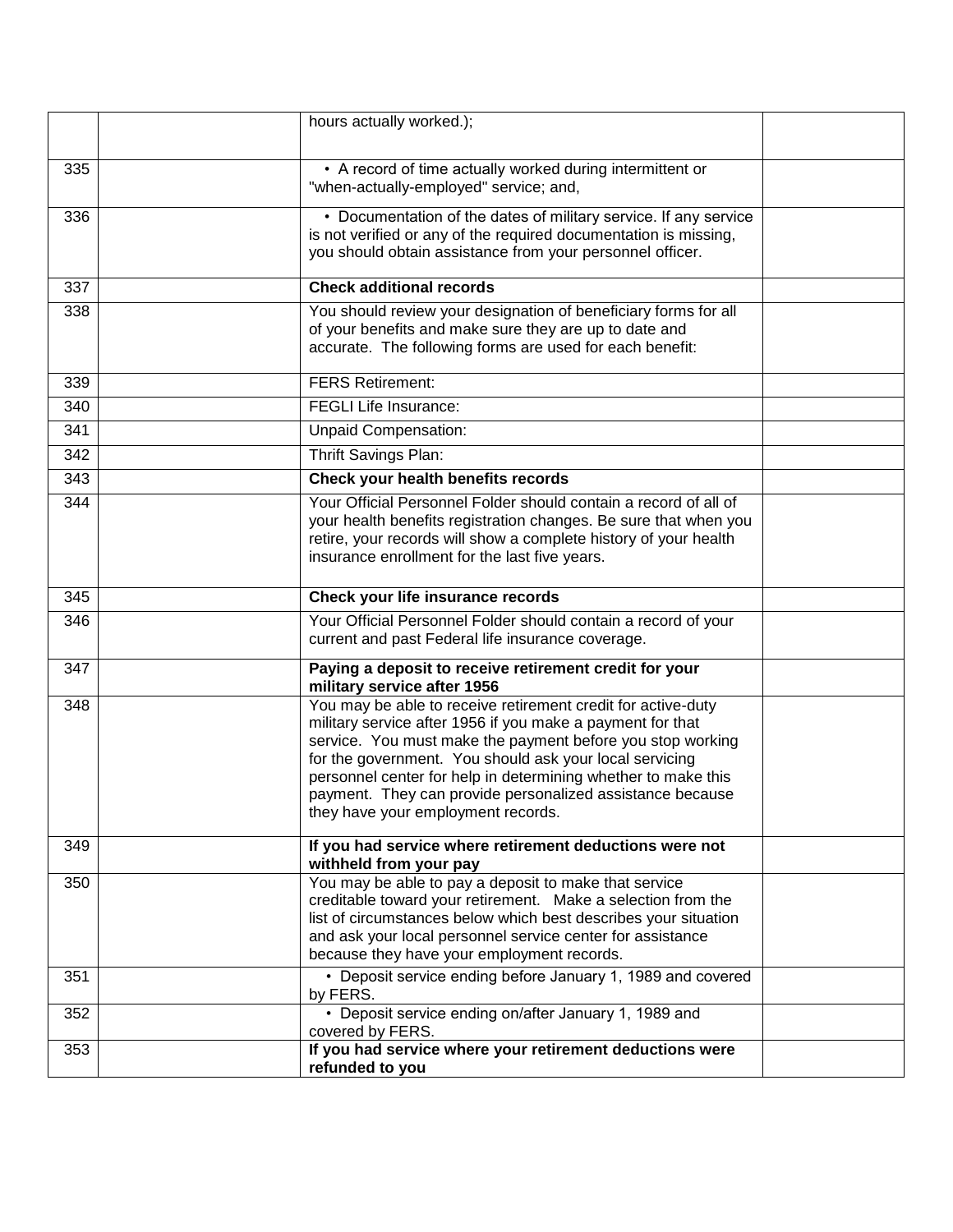| | | | |
|---|---|---|---|
| | | hours actually worked.); | |
| 335 | | • A record of time actually worked during intermittent or "when-actually-employed" service; and, | |
| 336 | | • Documentation of the dates of military service. If any service is not verified or any of the required documentation is missing, you should obtain assistance from your personnel officer. | |
| 337 | | **Check additional records** | |
| 338 | | You should review your designation of beneficiary forms for all of your benefits and make sure they are up to date and accurate. The following forms are used for each benefit: | |
| 339 | | FERS Retirement: | |
| 340 | | FEGLI Life Insurance: | |
| 341 | | Unpaid Compensation: | |
| 342 | | Thrift Savings Plan: | |
| 343 | | **Check your health benefits records** | |
| 344 | | Your Official Personnel Folder should contain a record of all of your health benefits registration changes. Be sure that when you retire, your records will show a complete history of your health insurance enrollment for the last five years. | |
| 345 | | **Check your life insurance records** | |
| 346 | | Your Official Personnel Folder should contain a record of your current and past Federal life insurance coverage. | |
| 347 | | **Paying a deposit to receive retirement credit for your military service after 1956** | |
| 348 | | You may be able to receive retirement credit for active-duty military service after 1956 if you make a payment for that service. You must make the payment before you stop working for the government. You should ask your local servicing personnel center for help in determining whether to make this payment. They can provide personalized assistance because they have your employment records. | |
| 349 | | **If you had service where retirement deductions were not withheld from your pay** | |
| 350 | | You may be able to pay a deposit to make that service creditable toward your retirement. Make a selection from the list of circumstances below which best describes your situation and ask your local personnel service center for assistance because they have your employment records. | |
| 351 | | • Deposit service ending before January 1, 1989 and covered by FERS. | |
| 352 | | • Deposit service ending on/after January 1, 1989 and covered by FERS. | |
| 353 | | **If you had service where your retirement deductions were refunded to you** | |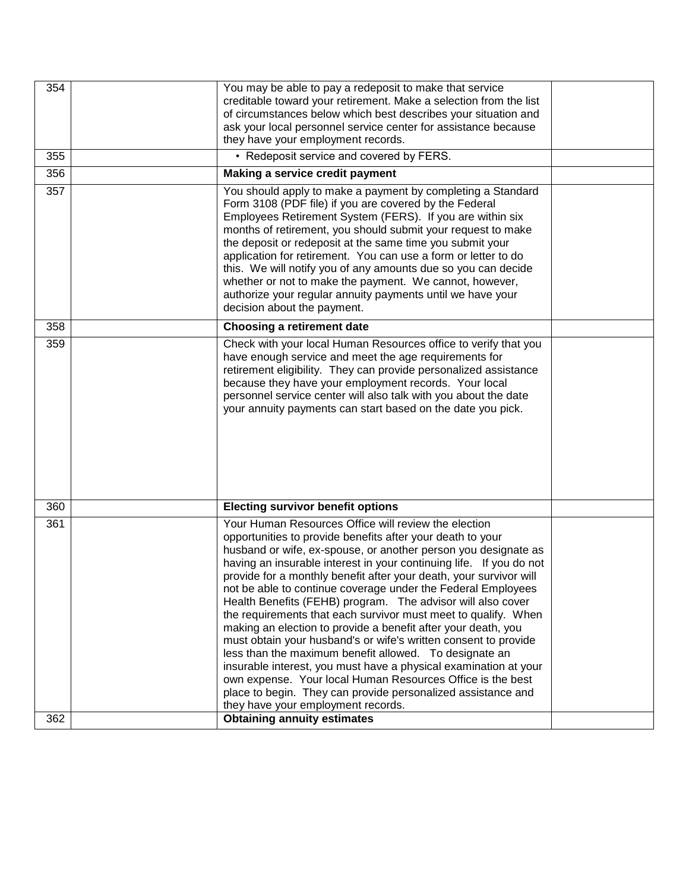| | | | |
|---|---|---|---|
| 354 | | You may be able to pay a redeposit to make that service creditable toward your retirement. Make a selection from the list of circumstances below which best describes your situation and ask your local personnel service center for assistance because they have your employment records. | |
| 355 | | • Redeposit service and covered by FERS. | |
| 356 | | **Making a service credit payment** | |
| 357 | | You should apply to make a payment by completing a Standard Form 3108 (PDF file) if you are covered by the Federal Employees Retirement System (FERS). If you are within six months of retirement, you should submit your request to make the deposit or redeposit at the same time you submit your application for retirement. You can use a form or letter to do this. We will notify you of any amounts due so you can decide whether or not to make the payment. We cannot, however, authorize your regular annuity payments until we have your decision about the payment. | |
| 358 | | **Choosing a retirement date** | |
| 359 | | Check with your local Human Resources office to verify that you have enough service and meet the age requirements for retirement eligibility. They can provide personalized assistance because they have your employment records. Your local personnel service center will also talk with you about the date your annuity payments can start based on the date you pick. | |
| 360 | | **Electing survivor benefit options** | |
| 361 | | Your Human Resources Office will review the election opportunities to provide benefits after your death to your husband or wife, ex-spouse, or another person you designate as having an insurable interest in your continuing life. If you do not provide for a monthly benefit after your death, your survivor will not be able to continue coverage under the Federal Employees Health Benefits (FEHB) program. The advisor will also cover the requirements that each survivor must meet to qualify. When making an election to provide a benefit after your death, you must obtain your husband's or wife's written consent to provide less than the maximum benefit allowed. To designate an insurable interest, you must have a physical examination at your own expense. Your local Human Resources Office is the best place to begin. They can provide personalized assistance and they have your employment records. | |
| 362 | | **Obtaining annuity estimates** | |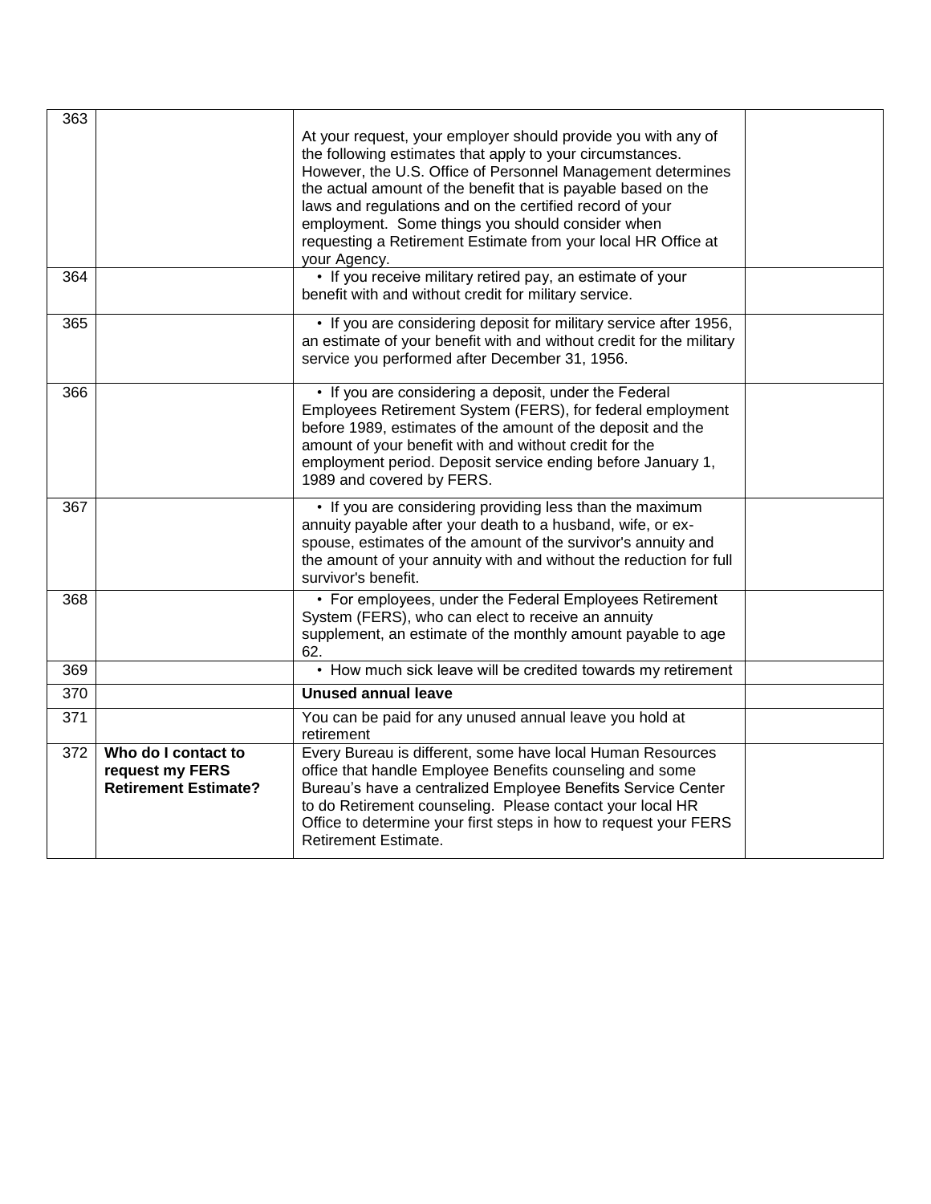| | | | |
|---|---|---|---|
| 363 | | At your request, your employer should provide you with any of the following estimates that apply to your circumstances. However, the U.S. Office of Personnel Management determines the actual amount of the benefit that is payable based on the laws and regulations and on the certified record of your employment. Some things you should consider when requesting a Retirement Estimate from your local HR Office at your Agency. | |
| 364 | | • If you receive military retired pay, an estimate of your benefit with and without credit for military service. | |
| 365 | | • If you are considering deposit for military service after 1956, an estimate of your benefit with and without credit for the military service you performed after December 31, 1956. | |
| 366 | | • If you are considering a deposit, under the Federal Employees Retirement System (FERS), for federal employment before 1989, estimates of the amount of the deposit and the amount of your benefit with and without credit for the employment period. Deposit service ending before January 1, 1989 and covered by FERS. | |
| 367 | | • If you are considering providing less than the maximum annuity payable after your death to a husband, wife, or ex-spouse, estimates of the amount of the survivor's annuity and the amount of your annuity with and without the reduction for full survivor's benefit. | |
| 368 | | • For employees, under the Federal Employees Retirement System (FERS), who can elect to receive an annuity supplement, an estimate of the monthly amount payable to age 62. | |
| 369 | | • How much sick leave will be credited towards my retirement | |
| 370 | | **Unused annual leave** | |
| 371 | | You can be paid for any unused annual leave you hold at retirement | |
| 372 | **Who do I contact to request my FERS Retirement Estimate?** | Every Bureau is different, some have local Human Resources office that handle Employee Benefits counseling and some Bureau's have a centralized Employee Benefits Service Center to do Retirement counseling. Please contact your local HR Office to determine your first steps in how to request your FERS Retirement Estimate. | |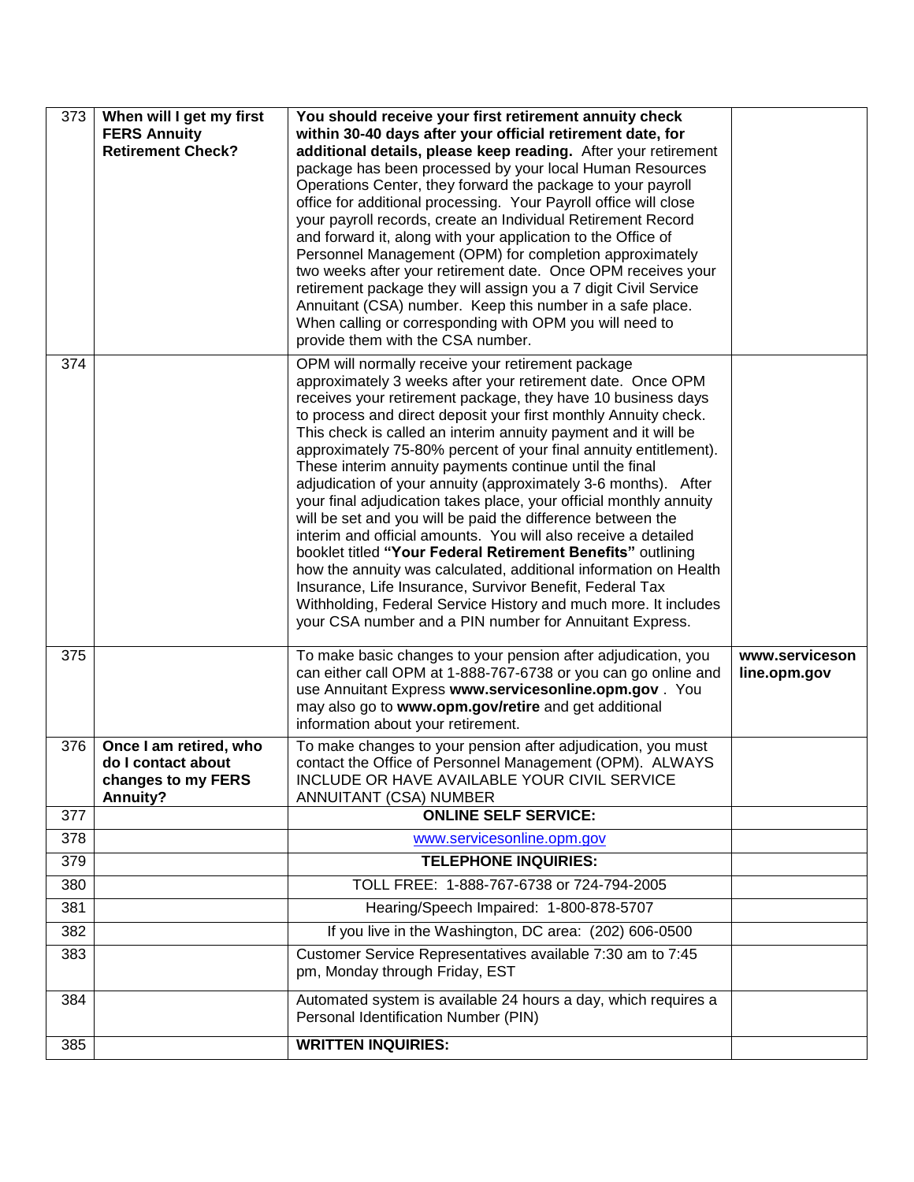| 373 | **When will I get my first FERS Annuity Retirement Check?** | **You should receive your first retirement annuity check within 30-40 days after your official retirement date, for additional details, please keep reading.** After your retirement package has been processed by your local Human Resources Operations Center, they forward the package to your payroll office for additional processing. Your Payroll office will close your payroll records, create an Individual Retirement Record and forward it, along with your application to the Office of Personnel Management (OPM) for completion approximately two weeks after your retirement date. Once OPM receives your retirement package they will assign you a 7 digit Civil Service Annuitant (CSA) number. Keep this number in a safe place. When calling or corresponding with OPM you will need to provide them with the CSA number. | |
|---|---|---|---|
| 374 | | OPM will normally receive your retirement package approximately 3 weeks after your retirement date. Once OPM receives your retirement package, they have 10 business days to process and direct deposit your first monthly Annuity check. This check is called an interim annuity payment and it will be approximately 75-80% percent of your final annuity entitlement). These interim annuity payments continue until the final adjudication of your annuity (approximately 3-6 months). After your final adjudication takes place, your official monthly annuity will be set and you will be paid the difference between the interim and official amounts. You will also receive a detailed booklet titled **"Your Federal Retirement Benefits"** outlining how the annuity was calculated, additional information on Health Insurance, Life Insurance, Survivor Benefit, Federal Tax Withholding, Federal Service History and much more. It includes your CSA number and a PIN number for Annuitant Express. | |
| 375 | | To make basic changes to your pension after adjudication, you can either call OPM at 1-888-767-6738 or you can go online and use Annuitant Express **www.servicesonline.opm.gov** . You may also go to **www.opm.gov/retire** and get additional information about your retirement. | **www.servicesonline.opm.gov** |
| 376 | **Once I am retired, who do I contact about changes to my FERS Annuity?** | To make changes to your pension after adjudication, you must contact the Office of Personnel Management (OPM). ALWAYS INCLUDE OR HAVE AVAILABLE YOUR CIVIL SERVICE ANNUITANT (CSA) NUMBER | |
| 377 | | **ONLINE SELF SERVICE:** | |
| 378 | | www.servicesonline.opm.gov | |
| 379 | | **TELEPHONE INQUIRIES:** | |
| 380 | | TOLL FREE: 1-888-767-6738 or 724-794-2005 | |
| 381 | | Hearing/Speech Impaired: 1-800-878-5707 | |
| 382 | | If you live in the Washington, DC area: (202) 606-0500 | |
| 383 | | Customer Service Representatives available 7:30 am to 7:45 pm, Monday through Friday, EST | |
| 384 | | Automated system is available 24 hours a day, which requires a Personal Identification Number (PIN) | |
| 385 | | **WRITTEN INQUIRIES:** | |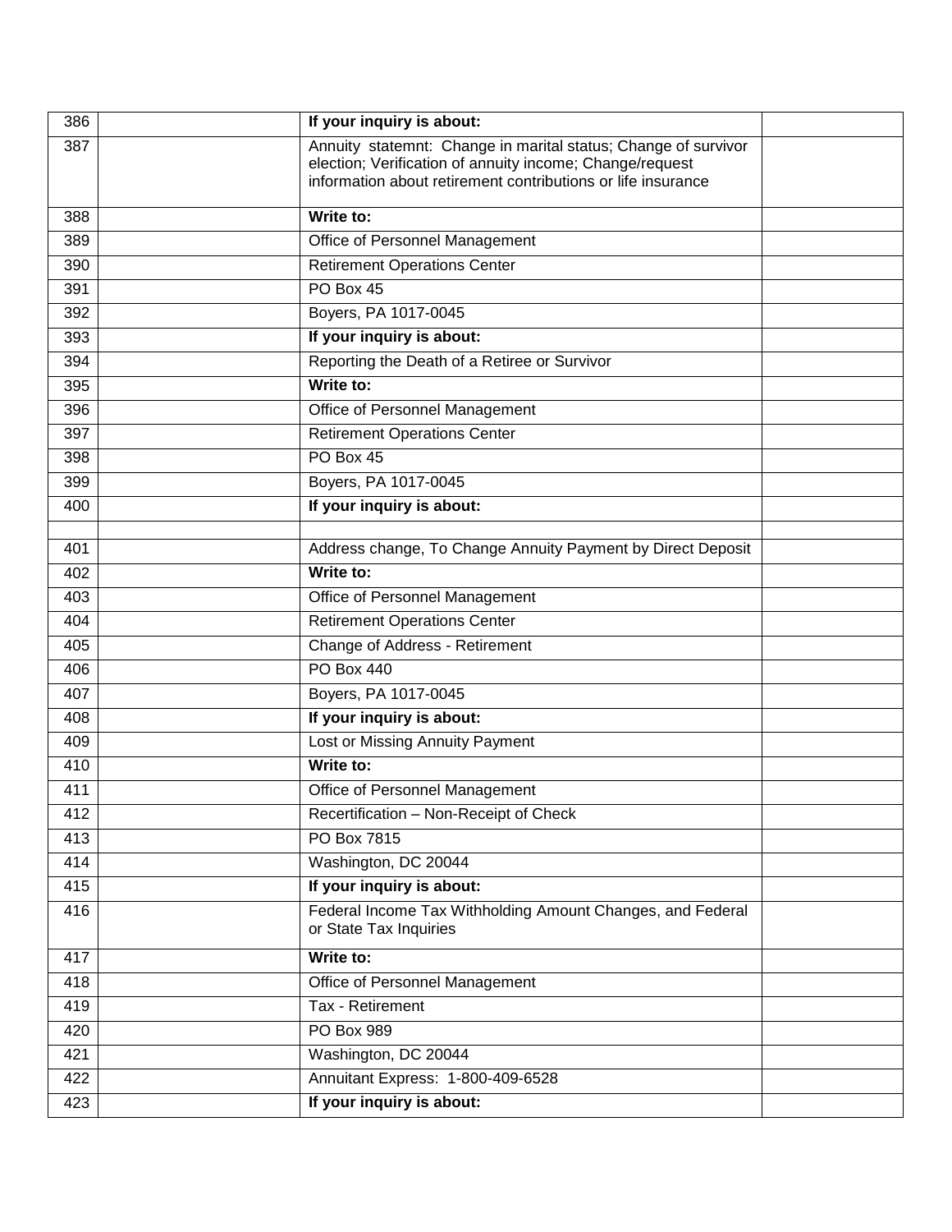| | | | |
|---|---|---|---|
| 386 | | **If your inquiry is about:** | |
| 387 | | Annuity statemnt: Change in marital status; Change of survivor election; Verification of annuity income; Change/request information about retirement contributions or life insurance | |
| 388 | | **Write to:** | |
| 389 | | Office of Personnel Management | |
| 390 | | Retirement Operations Center | |
| 391 | | PO Box 45 | |
| 392 | | Boyers, PA 1017-0045 | |
| 393 | | **If your inquiry is about:** | |
| 394 | | Reporting the Death of a Retiree or Survivor | |
| 395 | | **Write to:** | |
| 396 | | Office of Personnel Management | |
| 397 | | Retirement Operations Center | |
| 398 | | PO Box 45 | |
| 399 | | Boyers, PA 1017-0045 | |
| 400 | | **If your inquiry is about:** | |
| | | | |
| 401 | | Address change, To Change Annuity Payment by Direct Deposit | |
| 402 | | **Write to:** | |
| 403 | | Office of Personnel Management | |
| 404 | | Retirement Operations Center | |
| 405 | | Change of Address - Retirement | |
| 406 | | PO Box 440 | |
| 407 | | Boyers, PA 1017-0045 | |
| 408 | | **If your inquiry is about:** | |
| 409 | | Lost or Missing Annuity Payment | |
| 410 | | **Write to:** | |
| 411 | | Office of Personnel Management | |
| 412 | | Recertification – Non-Receipt of Check | |
| 413 | | PO Box 7815 | |
| 414 | | Washington, DC 20044 | |
| 415 | | **If your inquiry is about:** | |
| 416 | | Federal Income Tax Withholding Amount Changes, and Federal or State Tax Inquiries | |
| 417 | | **Write to:** | |
| 418 | | Office of Personnel Management | |
| 419 | | Tax - Retirement | |
| 420 | | PO Box 989 | |
| 421 | | Washington, DC 20044 | |
| 422 | | Annuitant Express: 1-800-409-6528 | |
| 423 | | **If your inquiry is about:** | |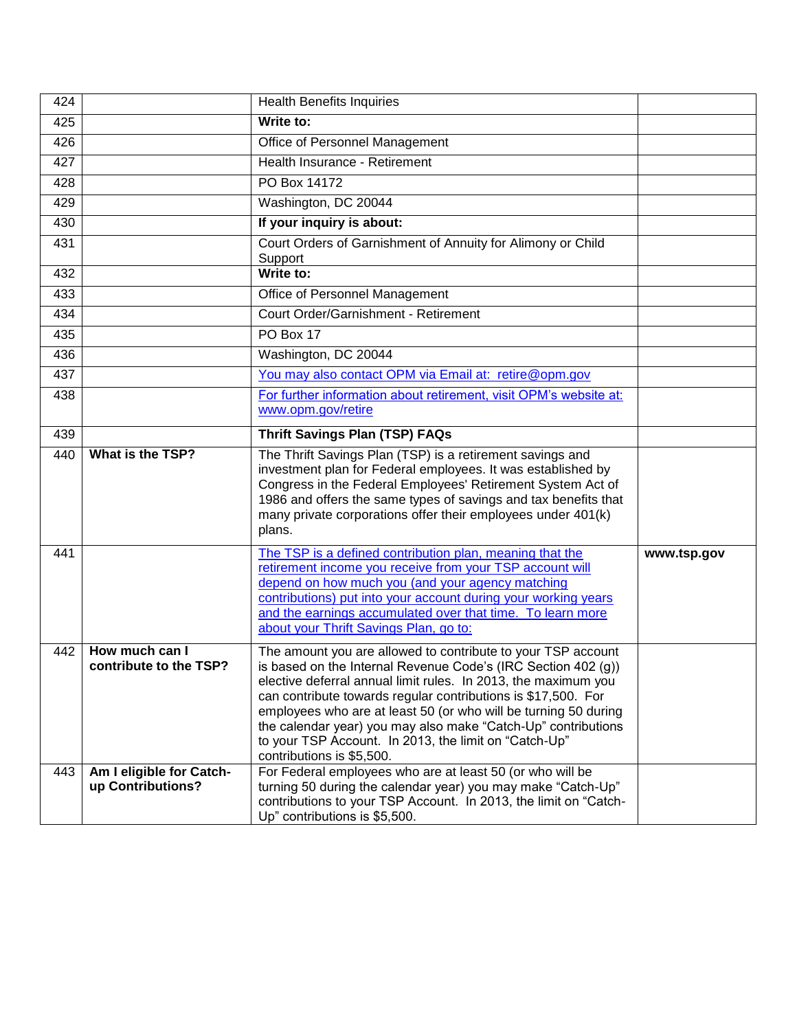| | | | |
|---|---|---|---|
| 424 | | Health Benefits Inquiries | |
| 425 | | **Write to:** | |
| 426 | | Office of Personnel Management | |
| 427 | | Health Insurance - Retirement | |
| 428 | | PO Box 14172 | |
| 429 | | Washington, DC 20044 | |
| 430 | | **If your inquiry is about:** | |
| 431 | | Court Orders of Garnishment of Annuity for Alimony or Child Support | |
| 432 | | **Write to:** | |
| 433 | | Office of Personnel Management | |
| 434 | | Court Order/Garnishment - Retirement | |
| 435 | | PO Box 17 | |
| 436 | | Washington, DC 20044 | |
| 437 | | You may also contact OPM via Email at: retire@opm.gov | |
| 438 | | For further information about retirement, visit OPM's website at: www.opm.gov/retire | |
| 439 | | **Thrift Savings Plan (TSP) FAQs** | |
| 440 | **What is the TSP?** | The Thrift Savings Plan (TSP) is a retirement savings and investment plan for Federal employees. It was established by Congress in the Federal Employees' Retirement System Act of 1986 and offers the same types of savings and tax benefits that many private corporations offer their employees under 401(k) plans. | |
| 441 | | The TSP is a defined contribution plan, meaning that the retirement income you receive from your TSP account will depend on how much you (and your agency matching contributions) put into your account during your working years and the earnings accumulated over that time. To learn more about your Thrift Savings Plan, go to: | **www.tsp.gov** |
| 442 | **How much can I contribute to the TSP?** | The amount you are allowed to contribute to your TSP account is based on the Internal Revenue Code's (IRC Section 402 (g)) elective deferral annual limit rules. In 2013, the maximum you can contribute towards regular contributions is $17,500. For employees who are at least 50 (or who will be turning 50 during the calendar year) you may also make "Catch-Up" contributions to your TSP Account. In 2013, the limit on "Catch-Up" contributions is $5,500. | |
| 443 | **Am I eligible for Catch-up Contributions?** | For Federal employees who are at least 50 (or who will be turning 50 during the calendar year) you may make "Catch-Up" contributions to your TSP Account. In 2013, the limit on "Catch-Up" contributions is $5,500. | |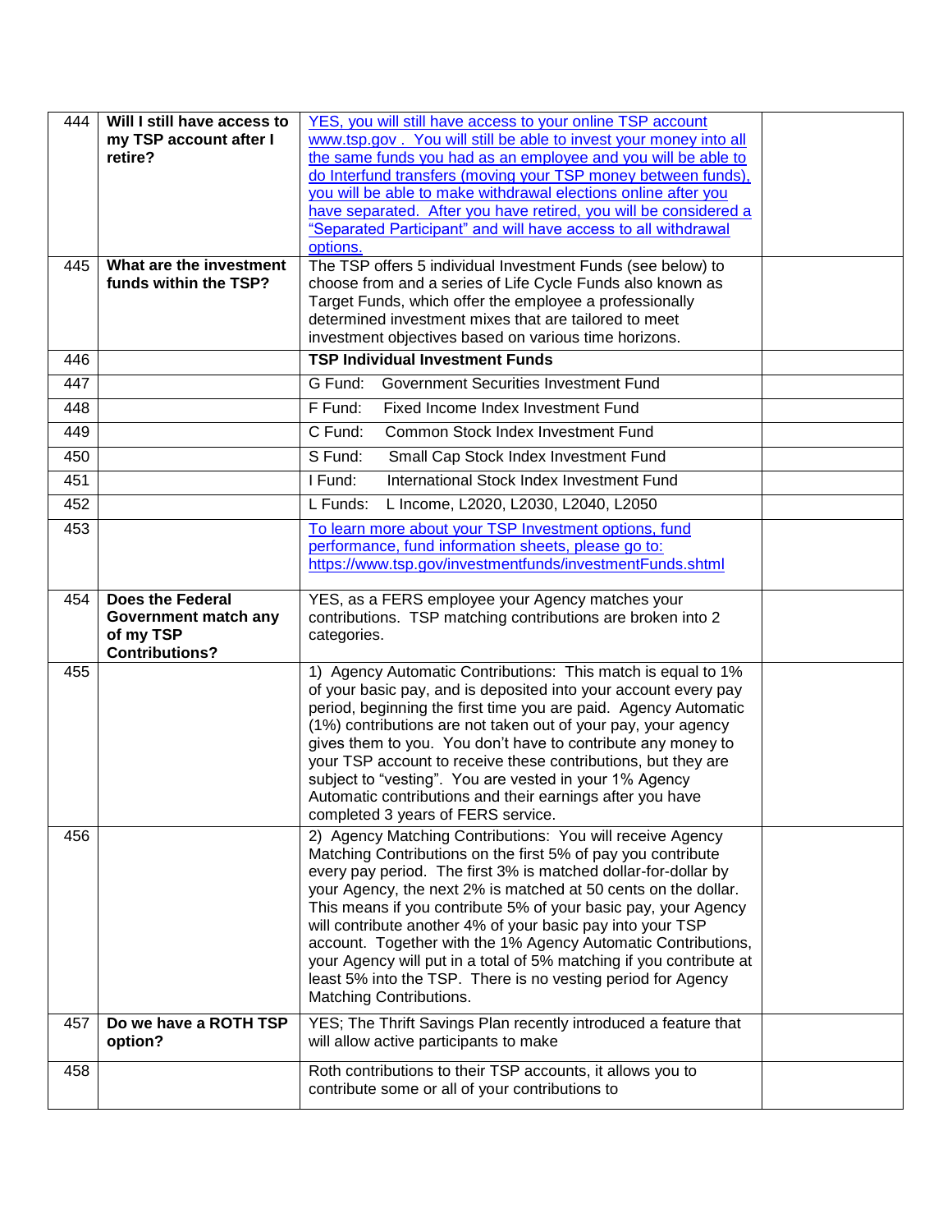| | | | |
|---|---|---|---|
| 444 | **Will I still have access to my TSP account after I retire?** | YES, you will still have access to your online TSP account www.tsp.gov . You will still be able to invest your money into all the same funds you had as an employee and you will be able to do Interfund transfers (moving your TSP money between funds), you will be able to make withdrawal elections online after you have separated. After you have retired, you will be considered a "Separated Participant" and will have access to all withdrawal options. | |
| 445 | **What are the investment funds within the TSP?** | The TSP offers 5 individual Investment Funds (see below) to choose from and a series of Life Cycle Funds also known as Target Funds, which offer the employee a professionally determined investment mixes that are tailored to meet investment objectives based on various time horizons. | |
| 446 | | **TSP Individual Investment Funds** | |
| 447 | | G Fund: Government Securities Investment Fund | |
| 448 | | F Fund: Fixed Income Index Investment Fund | |
| 449 | | C Fund: Common Stock Index Investment Fund | |
| 450 | | S Fund: Small Cap Stock Index Investment Fund | |
| 451 | | I Fund: International Stock Index Investment Fund | |
| 452 | | L Funds: L Income, L2020, L2030, L2040, L2050 | |
| 453 | | To learn more about your TSP Investment options, fund performance, fund information sheets, please go to: https://www.tsp.gov/investmentfunds/investmentFunds.shtml | |
| 454 | **Does the Federal Government match any of my TSP Contributions?** | YES, as a FERS employee your Agency matches your contributions. TSP matching contributions are broken into 2 categories. | |
| 455 | | 1) Agency Automatic Contributions: This match is equal to 1% of your basic pay, and is deposited into your account every pay period, beginning the first time you are paid. Agency Automatic (1%) contributions are not taken out of your pay, your agency gives them to you. You don't have to contribute any money to your TSP account to receive these contributions, but they are subject to "vesting". You are vested in your 1% Agency Automatic contributions and their earnings after you have completed 3 years of FERS service. | |
| 456 | | 2) Agency Matching Contributions: You will receive Agency Matching Contributions on the first 5% of pay you contribute every pay period. The first 3% is matched dollar-for-dollar by your Agency, the next 2% is matched at 50 cents on the dollar. This means if you contribute 5% of your basic pay, your Agency will contribute another 4% of your basic pay into your TSP account. Together with the 1% Agency Automatic Contributions, your Agency will put in a total of 5% matching if you contribute at least 5% into the TSP. There is no vesting period for Agency Matching Contributions. | |
| 457 | **Do we have a ROTH TSP option?** | YES; The Thrift Savings Plan recently introduced a feature that will allow active participants to make | |
| 458 | | Roth contributions to their TSP accounts, it allows you to contribute some or all of your contributions to | |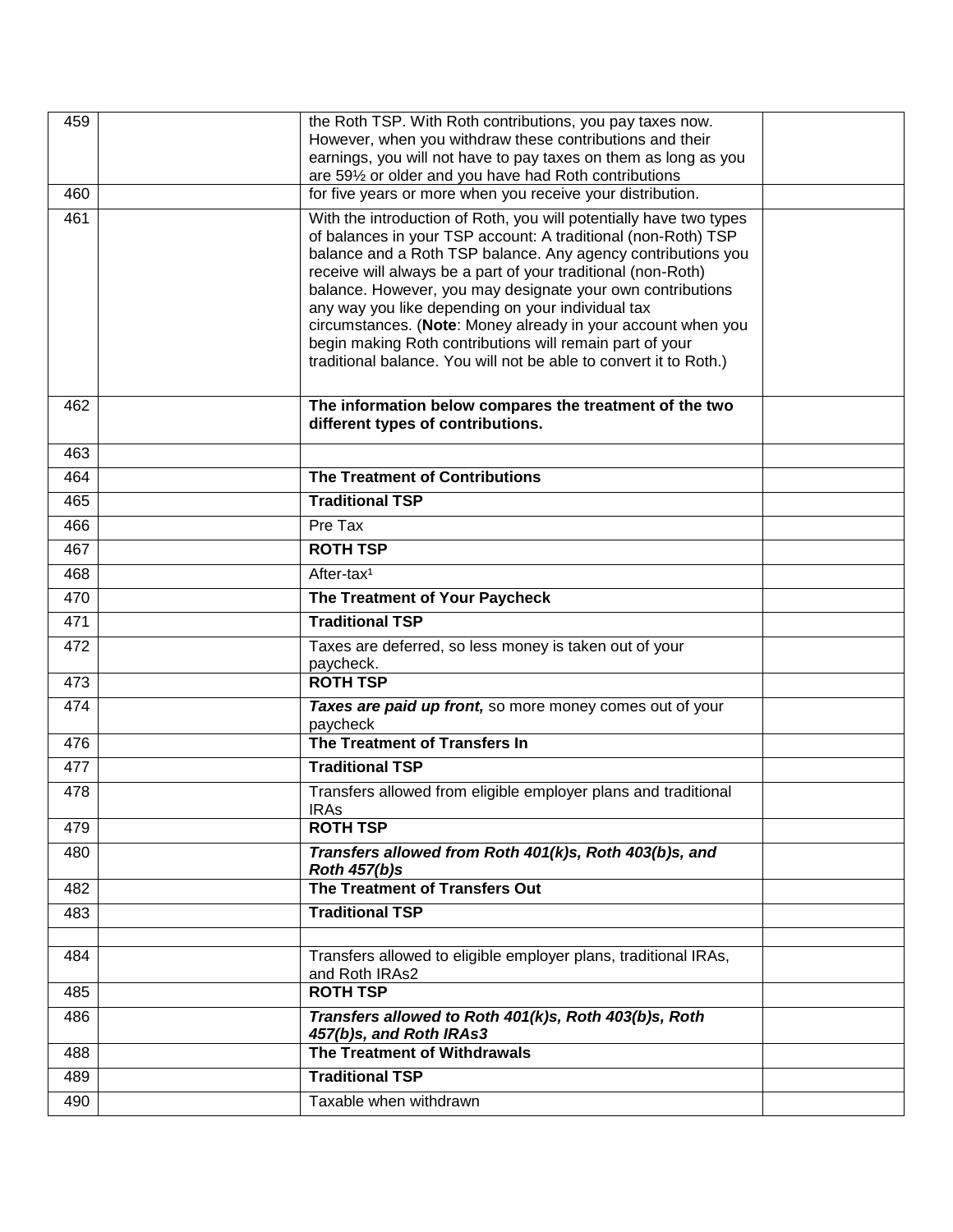| | | | |
|---|---|---|---|
| 459 | | the Roth TSP. With Roth contributions, you pay taxes now. However, when you withdraw these contributions and their earnings, you will not have to pay taxes on them as long as you are 59½ or older and you have had Roth contributions | |
| 460 | | for five years or more when you receive your distribution. | |
| 461 | | With the introduction of Roth, you will potentially have two types of balances in your TSP account: A traditional (non-Roth) TSP balance and a Roth TSP balance. Any agency contributions you receive will always be a part of your traditional (non-Roth) balance. However, you may designate your own contributions any way you like depending on your individual tax circumstances. (**Note**: Money already in your account when you begin making Roth contributions will remain part of your traditional balance. You will not be able to convert it to Roth.) | |
| 462 | | **The information below compares the treatment of the two different types of contributions.** | |
| 463 | | | |
| 464 | | **The Treatment of Contributions** | |
| 465 | | **Traditional TSP** | |
| 466 | | Pre Tax | |
| 467 | | **ROTH TSP** | |
| 468 | | After-tax[1] | |
| 470 | | **The Treatment of Your Paycheck** | |
| 471 | | **Traditional TSP** | |
| 472 | | Taxes are deferred, so less money is taken out of your paycheck. | |
| 473 | | **ROTH TSP** | |
| 474 | | ***Taxes are paid up front,*** so more money comes out of your paycheck | |
| 476 | | **The Treatment of Transfers In** | |
| 477 | | **Traditional TSP** | |
| 478 | | Transfers allowed from eligible employer plans and traditional IRAs | |
| 479 | | **ROTH TSP** | |
| 480 | | ***Transfers allowed from Roth 401(k)s, Roth 403(b)s, and Roth 457(b)s*** | |
| 482 | | **The Treatment of Transfers Out** | |
| 483 | | **Traditional TSP** | |
| | | | |
| 484 | | Transfers allowed to eligible employer plans, traditional IRAs, and Roth IRAs2 | |
| 485 | | **ROTH TSP** | |
| 486 | | ***Transfers allowed to Roth 401(k)s, Roth 403(b)s, Roth 457(b)s, and Roth IRAs3*** | |
| 488 | | **The Treatment of Withdrawals** | |
| 489 | | **Traditional TSP** | |
| 490 | | Taxable when withdrawn | |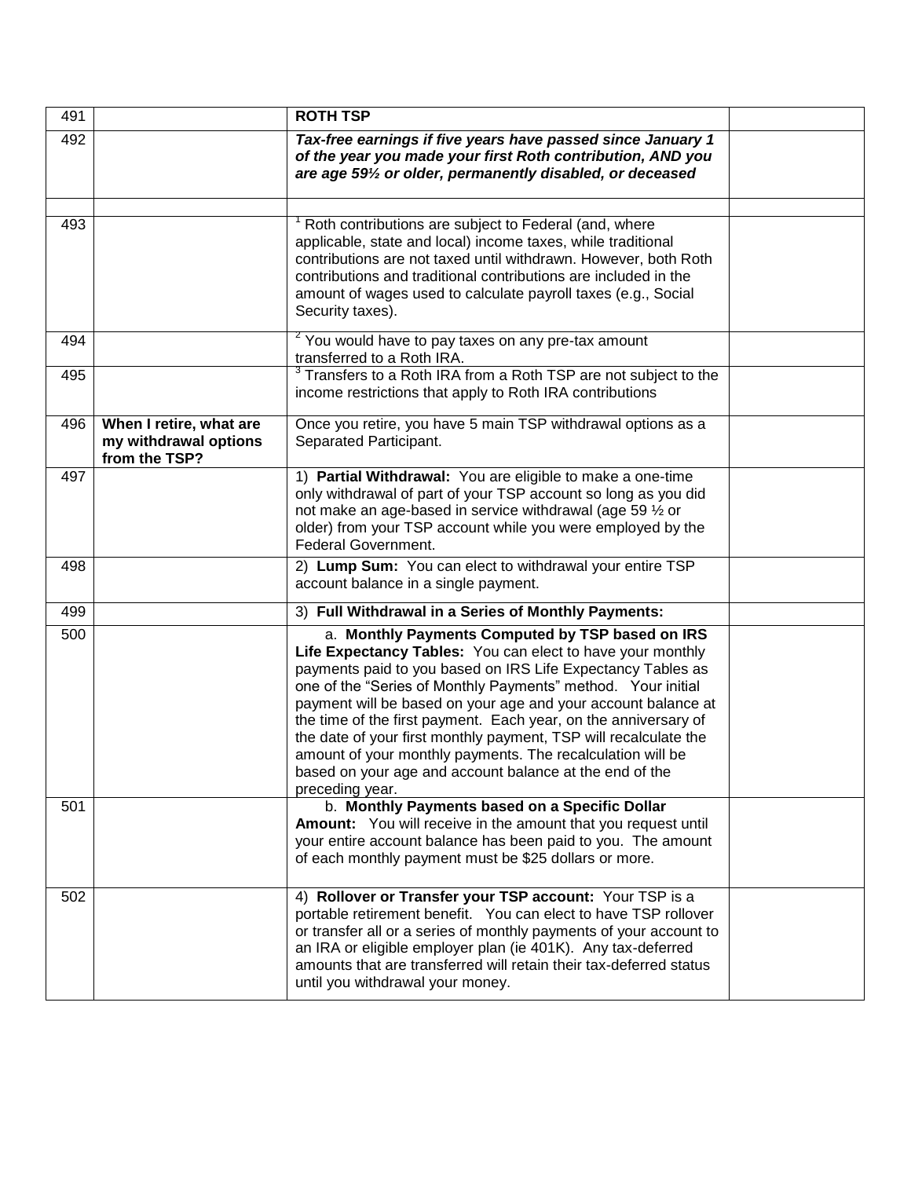| | | | |
|---|---|---|---|
| 491 | | **ROTH TSP** | |
| 492 | | ***Tax-free earnings if five years have passed since January 1 of the year you made your first Roth contribution, AND you are age 59½ or older, permanently disabled, or deceased*** | |
| | | | |
| 493 | | [1] Roth contributions are subject to Federal (and, where applicable, state and local) income taxes, while traditional contributions are not taxed until withdrawn. However, both Roth contributions and traditional contributions are included in the amount of wages used to calculate payroll taxes (e.g., Social Security taxes). | |
| 494 | | [2] You would have to pay taxes on any pre-tax amount transferred to a Roth IRA. | |
| 495 | | [3] Transfers to a Roth IRA from a Roth TSP are not subject to the income restrictions that apply to Roth IRA contributions | |
| 496 | **When I retire, what are my withdrawal options from the TSP?** | Once you retire, you have 5 main TSP withdrawal options as a Separated Participant. | |
| 497 | | 1) **Partial Withdrawal:** You are eligible to make a one-time only withdrawal of part of your TSP account so long as you did not make an age-based in service withdrawal (age 59 ½ or older) from your TSP account while you were employed by the Federal Government. | |
| 498 | | 2) **Lump Sum:** You can elect to withdrawal your entire TSP account balance in a single payment. | |
| 499 | | 3) **Full Withdrawal in a Series of Monthly Payments:** | |
| 500 | | a. **Monthly Payments Computed by TSP based on IRS Life Expectancy Tables:** You can elect to have your monthly payments paid to you based on IRS Life Expectancy Tables as one of the "Series of Monthly Payments" method. Your initial payment will be based on your age and your account balance at the time of the first payment. Each year, on the anniversary of the date of your first monthly payment, TSP will recalculate the amount of your monthly payments. The recalculation will be based on your age and account balance at the end of the preceding year. | |
| 501 | | b. **Monthly Payments based on a Specific Dollar Amount:** You will receive in the amount that you request until your entire account balance has been paid to you. The amount of each monthly payment must be $25 dollars or more. | |
| 502 | | 4) **Rollover or Transfer your TSP account:** Your TSP is a portable retirement benefit. You can elect to have TSP rollover or transfer all or a series of monthly payments of your account to an IRA or eligible employer plan (ie 401K). Any tax-deferred amounts that are transferred will retain their tax-deferred status until you withdrawal your money. | |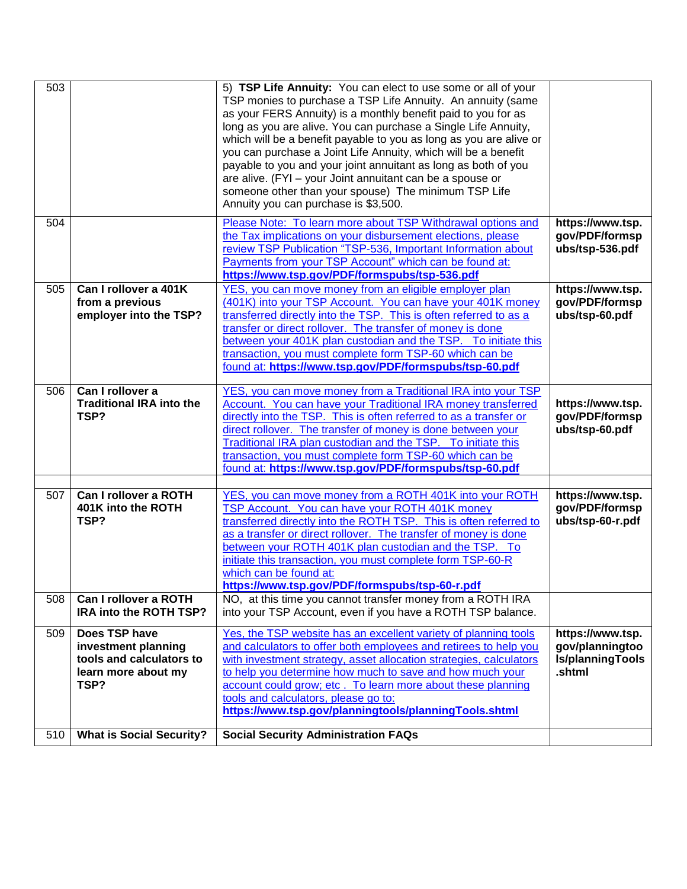| | | | |
|---|---|---|---|
| 503 | | 5) **TSP Life Annuity:** You can elect to use some or all of your TSP monies to purchase a TSP Life Annuity. An annuity (same as your FERS Annuity) is a monthly benefit paid to you for as long as you are alive. You can purchase a Single Life Annuity, which will be a benefit payable to you as long as you are alive or you can purchase a Joint Life Annuity, which will be a benefit payable to you and your joint annuitant as long as both of you are alive. (FYI – your Joint annuitant can be a spouse or someone other than your spouse) The minimum TSP Life Annuity you can purchase is $3,500. | |
| 504 | | Please Note: To learn more about TSP Withdrawal options and the Tax implications on your disbursement elections, please review TSP Publication "TSP-536, Important Information about Payments from your TSP Account" which can be found at: **https://www.tsp.gov/PDF/formspubs/tsp-536.pdf** | **https://www.tsp.gov/PDF/formspubs/tsp-536.pdf** |
| 505 | **Can I rollover a 401K from a previous employer into the TSP?** | YES, you can move money from an eligible employer plan (401K) into your TSP Account. You can have your 401K money transferred directly into the TSP. This is often referred to as a transfer or direct rollover. The transfer of money is done between your 401K plan custodian and the TSP. To initiate this transaction, you must complete form TSP-60 which can be found at: **https://www.tsp.gov/PDF/formspubs/tsp-60.pdf** | **https://www.tsp.gov/PDF/formspubs/tsp-60.pdf** |
| 506 | **Can I rollover a Traditional IRA into the TSP?** | YES, you can move money from a Traditional IRA into your TSP Account. You can have your Traditional IRA money transferred directly into the TSP. This is often referred to as a transfer or direct rollover. The transfer of money is done between your Traditional IRA plan custodian and the TSP. To initiate this transaction, you must complete form TSP-60 which can be found at: **https://www.tsp.gov/PDF/formspubs/tsp-60.pdf** | **https://www.tsp.gov/PDF/formspubs/tsp-60.pdf** |
| | | | |
| 507 | **Can I rollover a ROTH 401K into the ROTH TSP?** | YES, you can move money from a ROTH 401K into your ROTH TSP Account. You can have your ROTH 401K money transferred directly into the ROTH TSP. This is often referred to as a transfer or direct rollover. The transfer of money is done between your ROTH 401K plan custodian and the TSP. To initiate this transaction, you must complete form TSP-60-R which can be found at: **https://www.tsp.gov/PDF/formspubs/tsp-60-r.pdf** | **https://www.tsp.gov/PDF/formspubs/tsp-60-r.pdf** |
| 508 | **Can I rollover a ROTH IRA into the ROTH TSP?** | NO, at this time you cannot transfer money from a ROTH IRA into your TSP Account, even if you have a ROTH TSP balance. | |
| 509 | **Does TSP have investment planning tools and calculators to learn more about my TSP?** | Yes, the TSP website has an excellent variety of planning tools and calculators to offer both employees and retirees to help you with investment strategy, asset allocation strategies, calculators to help you determine how much to save and how much your account could grow; etc . To learn more about these planning tools and calculators, please go to: **https://www.tsp.gov/planningtools/planningTools.shtml** | **https://www.tsp.gov/planningtools/planningTools.shtml** |
| 510 | **What is Social Security?** | **Social Security Administration FAQs** | |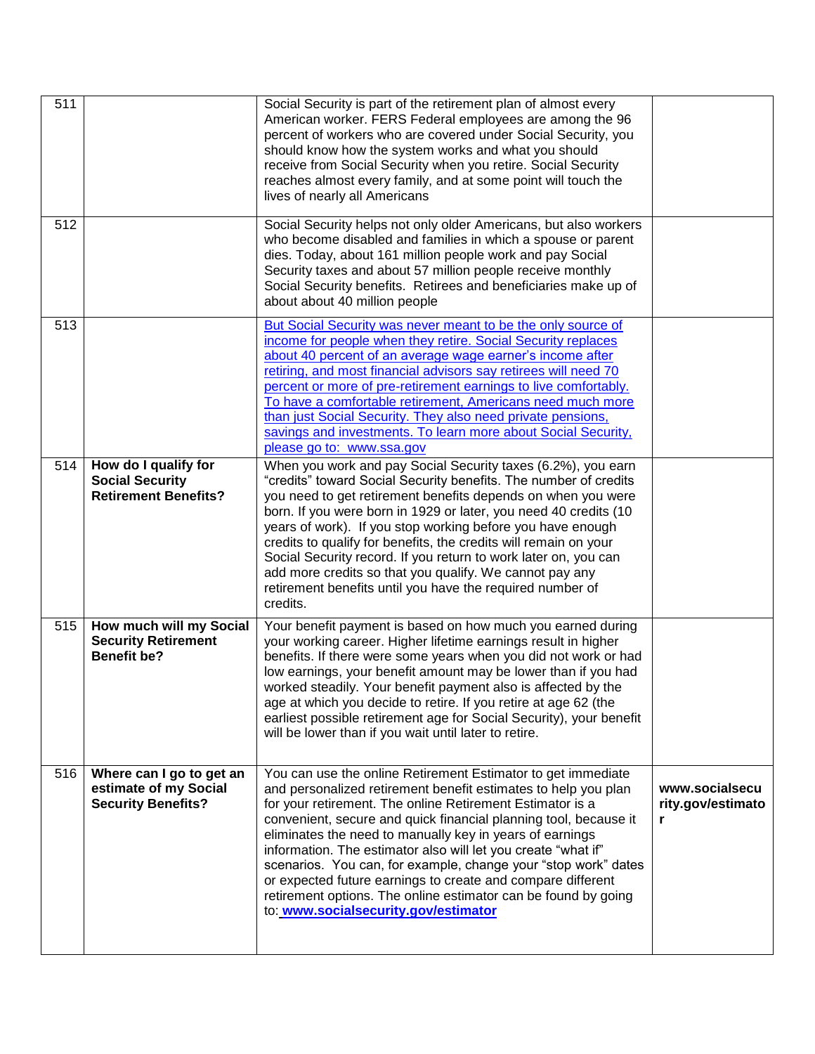| 511 | | Social Security is part of the retirement plan of almost every American worker. FERS Federal employees are among the 96 percent of workers who are covered under Social Security, you should know how the system works and what you should receive from Social Security when you retire. Social Security reaches almost every family, and at some point will touch the lives of nearly all Americans | |
|---|---|---|---|
| 512 | | Social Security helps not only older Americans, but also workers who become disabled and families in which a spouse or parent dies. Today, about 161 million people work and pay Social Security taxes and about 57 million people receive monthly Social Security benefits. Retirees and beneficiaries make up of about about 40 million people | |
| 513 | | But Social Security was never meant to be the only source of income for people when they retire. Social Security replaces about 40 percent of an average wage earner's income after retiring, and most financial advisors say retirees will need 70 percent or more of pre-retirement earnings to live comfortably. To have a comfortable retirement, Americans need much more than just Social Security. They also need private pensions, savings and investments. To learn more about Social Security, please go to: www.ssa.gov | |
| 514 | **How do I qualify for Social Security Retirement Benefits?** | When you work and pay Social Security taxes (6.2%), you earn "credits" toward Social Security benefits. The number of credits you need to get retirement benefits depends on when you were born. If you were born in 1929 or later, you need 40 credits (10 years of work). If you stop working before you have enough credits to qualify for benefits, the credits will remain on your Social Security record. If you return to work later on, you can add more credits so that you qualify. We cannot pay any retirement benefits until you have the required number of credits. | |
| 515 | **How much will my Social Security Retirement Benefit be?** | Your benefit payment is based on how much you earned during your working career. Higher lifetime earnings result in higher benefits. If there were some years when you did not work or had low earnings, your benefit amount may be lower than if you had worked steadily. Your benefit payment also is affected by the age at which you decide to retire. If you retire at age 62 (the earliest possible retirement age for Social Security), your benefit will be lower than if you wait until later to retire. | |
| 516 | **Where can I go to get an estimate of my Social Security Benefits?** | You can use the online Retirement Estimator to get immediate and personalized retirement benefit estimates to help you plan for your retirement. The online Retirement Estimator is a convenient, secure and quick financial planning tool, because it eliminates the need to manually key in years of earnings information. The estimator also will let you create "what if" scenarios. You can, for example, change your "stop work" dates or expected future earnings to create and compare different retirement options. The online estimator can be found by going to: **www.socialsecurity.gov/estimator** | **www.socialsecurity.gov/estimator** |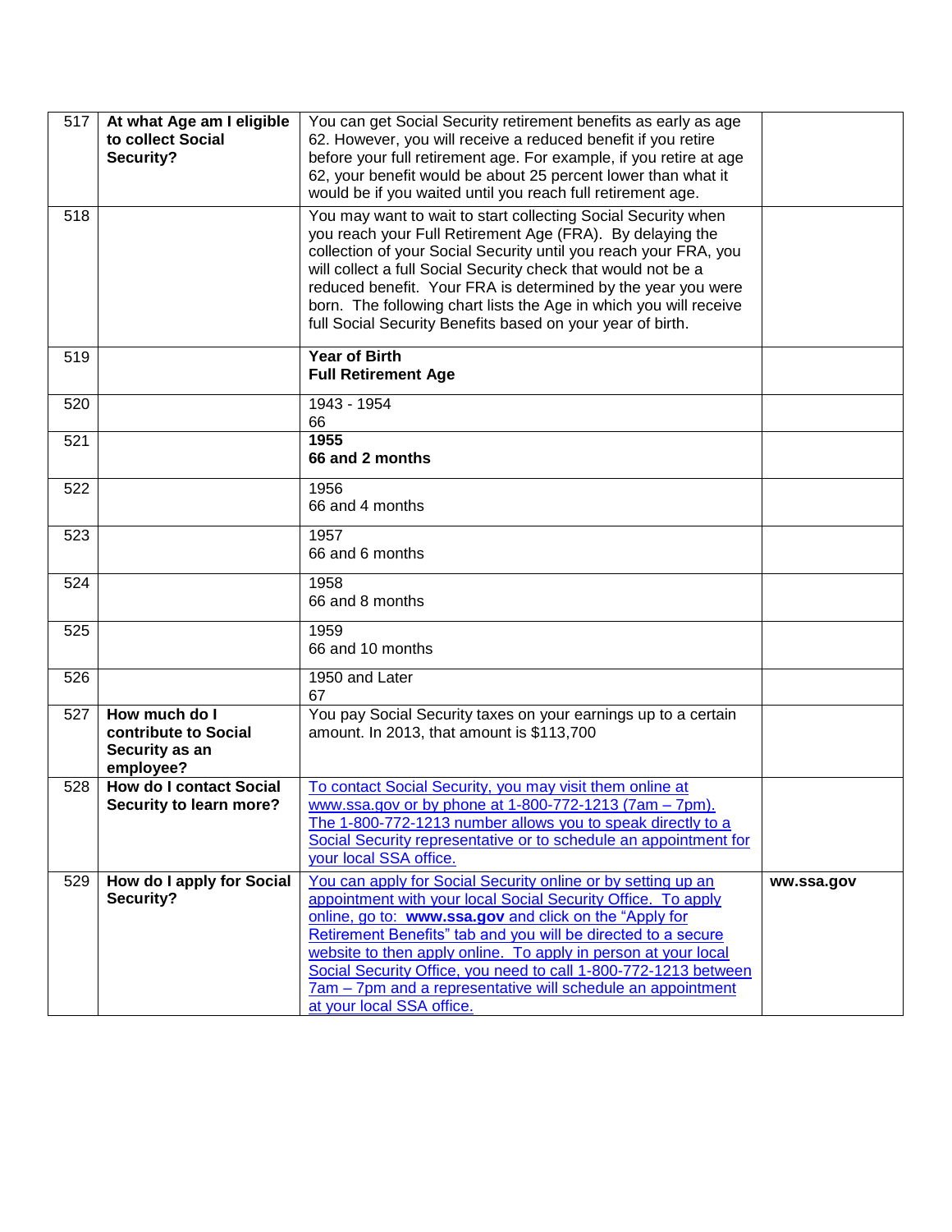| | | | |
|---|---|---|---|
| 517 | **At what Age am I eligible to collect Social Security?** | You can get Social Security retirement benefits as early as age 62. However, you will receive a reduced benefit if you retire before your full retirement age. For example, if you retire at age 62, your benefit would be about 25 percent lower than what it would be if you waited until you reach full retirement age. | |
| 518 | | You may want to wait to start collecting Social Security when you reach your Full Retirement Age (FRA). By delaying the collection of your Social Security until you reach your FRA, you will collect a full Social Security check that would not be a reduced benefit. Your FRA is determined by the year you were born. The following chart lists the Age in which you will receive full Social Security Benefits based on your year of birth. | |
| 519 | | **Year of Birth**<br>**Full Retirement Age** | |
| 520 | | 1943 - 1954<br>66 | |
| 521 | | **1955**<br>**66 and 2 months** | |
| 522 | | 1956<br>66 and 4 months | |
| 523 | | 1957<br>66 and 6 months | |
| 524 | | 1958<br>66 and 8 months | |
| 525 | | 1959<br>66 and 10 months | |
| 526 | | 1950 and Later<br>67 | |
| 527 | **How much do I contribute to Social Security as an employee?** | You pay Social Security taxes on your earnings up to a certain amount. In 2013, that amount is $113,700 | |
| 528 | **How do I contact Social Security to learn more?** | To contact Social Security, you may visit them online at www.ssa.gov or by phone at 1-800-772-1213 (7am – 7pm). The 1-800-772-1213 number allows you to speak directly to a Social Security representative or to schedule an appointment for your local SSA office. | |
| 529 | **How do I apply for Social Security?** | You can apply for Social Security online or by setting up an appointment with your local Social Security Office. To apply online, go to: **www.ssa.gov** and click on the "Apply for Retirement Benefits" tab and you will be directed to a secure website to then apply online. To apply in person at your local Social Security Office, you need to call 1-800-772-1213 between 7am – 7pm and a representative will schedule an appointment at your local SSA office. | **ww.ssa.gov** |